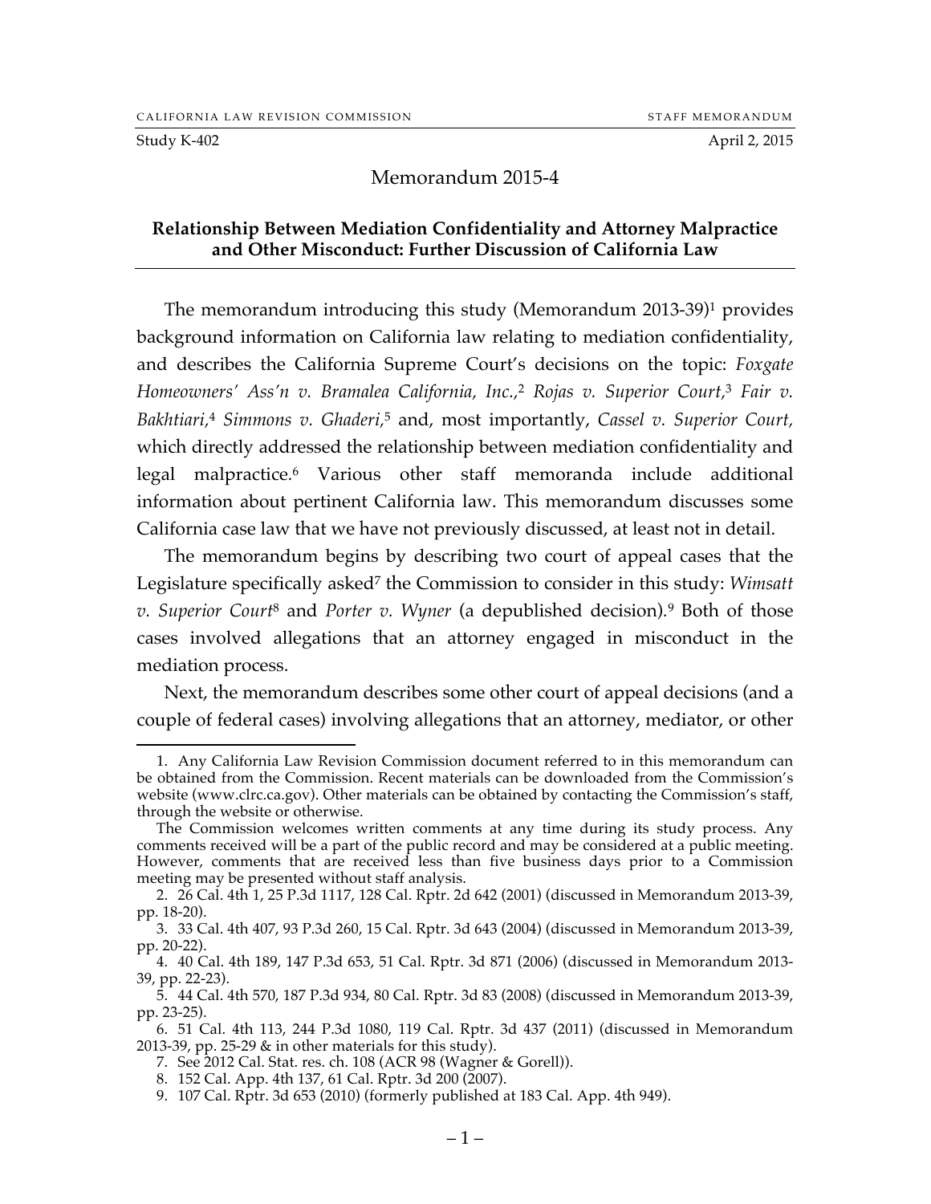CALIFORNIA LAW REVISION COMMISSION STAFF MEMORANDUM

Study K-402 April 2, 2015

# Memorandum 2015-4

## Relationship Between Mediation Confidentiality and Attorney Malpractice and Other Misconduct: Further Discussion of California Law

The memorandum introducing this study (Memorandum 2013-39)[1] provides background information on California law relating to mediation confidentiality, and describes the California Supreme Court's decisions on the topic: *Foxgate Homeowners' Ass'n v. Bramalea California, Inc.*,[2] *Rojas v. Superior Court*,[3] *Fair v. Bakhtiari*,[4] *Simmons v. Ghaderi*,[5] and, most importantly, *Cassel v. Superior Court*, which directly addressed the relationship between mediation confidentiality and legal malpractice.[6] Various other staff memoranda include additional information about pertinent California law. This memorandum discusses some California case law that we have not previously discussed, at least not in detail.

The memorandum begins by describing two court of appeal cases that the Legislature specifically asked[7] the Commission to consider in this study: *Wimsatt v. Superior Court*[8] and *Porter v. Wyner* (a depublished decision).[9] Both of those cases involved allegations that an attorney engaged in misconduct in the mediation process.

Next, the memorandum describes some other court of appeal decisions (and a couple of federal cases) involving allegations that an attorney, mediator, or other

---

1. Any California Law Revision Commission document referred to in this memorandum can be obtained from the Commission. Recent materials can be downloaded from the Commission's website (www.clrc.ca.gov). Other materials can be obtained by contacting the Commission's staff, through the website or otherwise.

The Commission welcomes written comments at any time during its study process. Any comments received will be a part of the public record and may be considered at a public meeting. However, comments that are received less than five business days prior to a Commission meeting may be presented without staff analysis.

2. 26 Cal. 4th 1, 25 P.3d 1117, 128 Cal. Rptr. 2d 642 (2001) (discussed in Memorandum 2013-39, pp. 18-20).

3. 33 Cal. 4th 407, 93 P.3d 260, 15 Cal. Rptr. 3d 643 (2004) (discussed in Memorandum 2013-39, pp. 20-22).

4. 40 Cal. 4th 189, 147 P.3d 653, 51 Cal. Rptr. 3d 871 (2006) (discussed in Memorandum 2013-39, pp. 22-23).

5. 44 Cal. 4th 570, 187 P.3d 934, 80 Cal. Rptr. 3d 83 (2008) (discussed in Memorandum 2013-39, pp. 23-25).

6. 51 Cal. 4th 113, 244 P.3d 1080, 119 Cal. Rptr. 3d 437 (2011) (discussed in Memorandum 2013-39, pp. 25-29 & in other materials for this study).

7. See 2012 Cal. Stat. res. ch. 108 (ACR 98 (Wagner & Gorell)).

8. 152 Cal. App. 4th 137, 61 Cal. Rptr. 3d 200 (2007).

9. 107 Cal. Rptr. 3d 653 (2010) (formerly published at 183 Cal. App. 4th 949).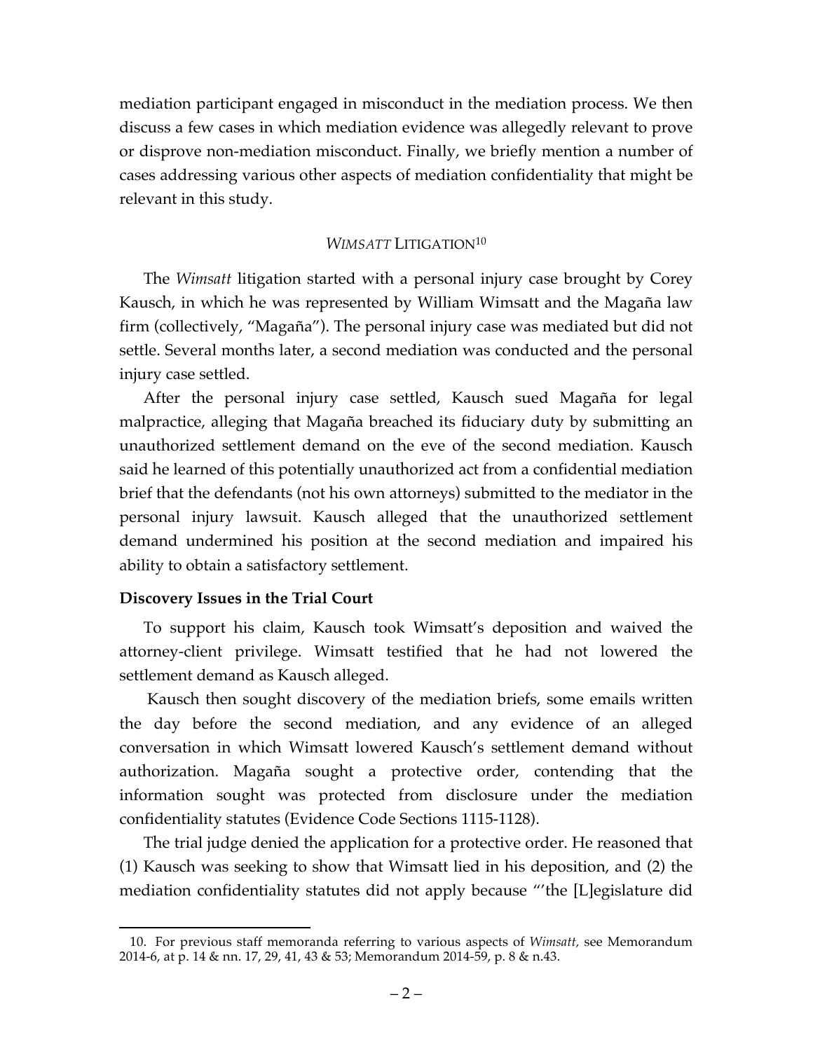mediation participant engaged in misconduct in the mediation process. We then discuss a few cases in which mediation evidence was allegedly relevant to prove or disprove non-mediation misconduct. Finally, we briefly mention a number of cases addressing various other aspects of mediation confidentiality that might be relevant in this study.

## *WIMSATT* LITIGATION[10]

The *Wimsatt* litigation started with a personal injury case brought by Corey Kausch, in which he was represented by William Wimsatt and the Magaña law firm (collectively, "Magaña"). The personal injury case was mediated but did not settle. Several months later, a second mediation was conducted and the personal injury case settled.

After the personal injury case settled, Kausch sued Magaña for legal malpractice, alleging that Magaña breached its fiduciary duty by submitting an unauthorized settlement demand on the eve of the second mediation. Kausch said he learned of this potentially unauthorized act from a confidential mediation brief that the defendants (not his own attorneys) submitted to the mediator in the personal injury lawsuit. Kausch alleged that the unauthorized settlement demand undermined his position at the second mediation and impaired his ability to obtain a satisfactory settlement.

### Discovery Issues in the Trial Court

To support his claim, Kausch took Wimsatt's deposition and waived the attorney-client privilege. Wimsatt testified that he had not lowered the settlement demand as Kausch alleged.

Kausch then sought discovery of the mediation briefs, some emails written the day before the second mediation, and any evidence of an alleged conversation in which Wimsatt lowered Kausch's settlement demand without authorization. Magaña sought a protective order, contending that the information sought was protected from disclosure under the mediation confidentiality statutes (Evidence Code Sections 1115-1128).

The trial judge denied the application for a protective order. He reasoned that (1) Kausch was seeking to show that Wimsatt lied in his deposition, and (2) the mediation confidentiality statutes did not apply because "'the [L]egislature did

10. For previous staff memoranda referring to various aspects of *Wimsatt,* see Memorandum 2014-6, at p. 14 & nn. 17, 29, 41, 43 & 53; Memorandum 2014-59, p. 8 & n.43.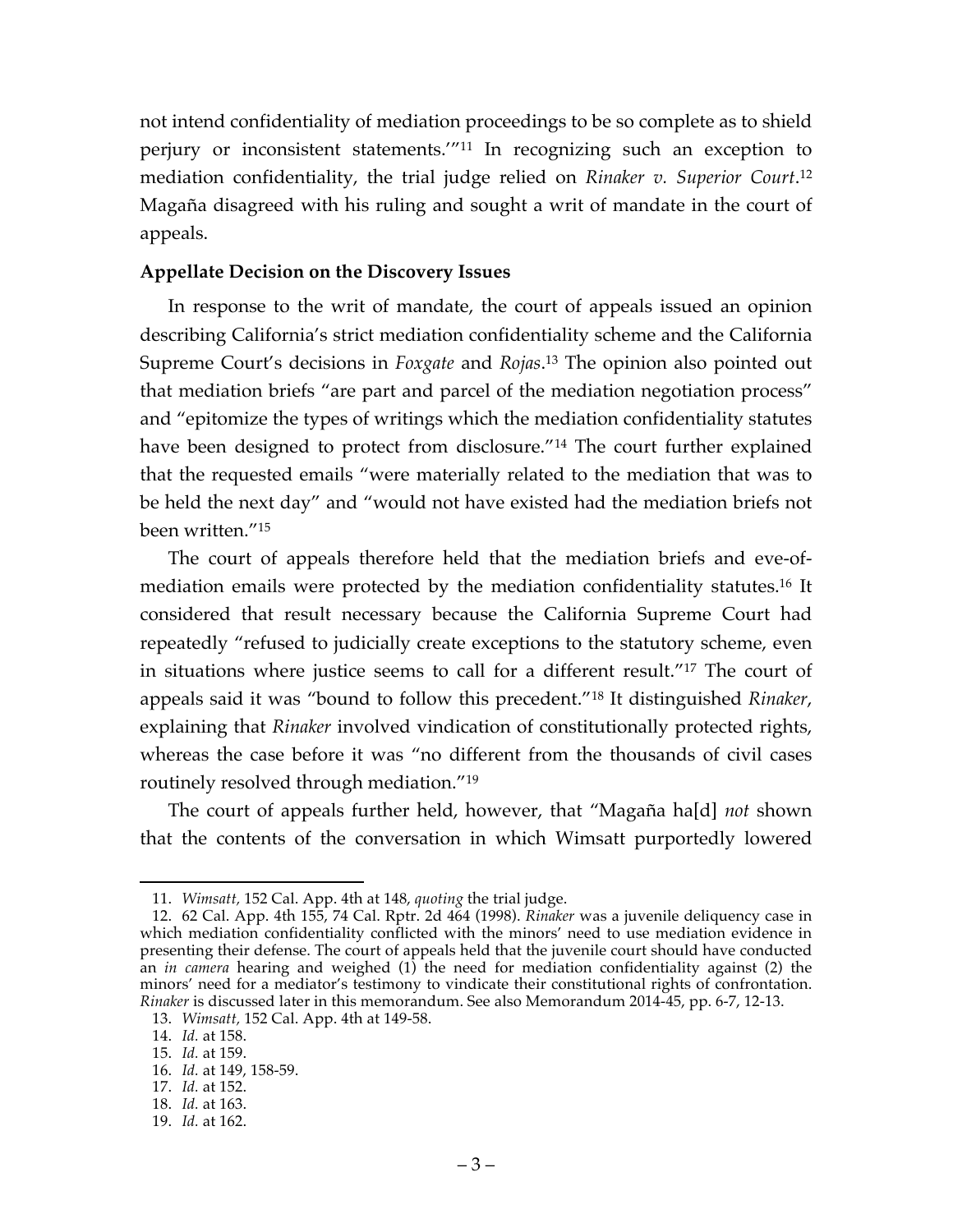not intend confidentiality of mediation proceedings to be so complete as to shield perjury or inconsistent statements.'"[11] In recognizing such an exception to mediation confidentiality, the trial judge relied on *Rinaker v. Superior Court*.[12] Magaña disagreed with his ruling and sought a writ of mandate in the court of appeals.

**Appellate Decision on the Discovery Issues**

In response to the writ of mandate, the court of appeals issued an opinion describing California's strict mediation confidentiality scheme and the California Supreme Court's decisions in *Foxgate* and *Rojas*.[13] The opinion also pointed out that mediation briefs "are part and parcel of the mediation negotiation process" and "epitomize the types of writings which the mediation confidentiality statutes have been designed to protect from disclosure."[14] The court further explained that the requested emails "were materially related to the mediation that was to be held the next day" and "would not have existed had the mediation briefs not been written."[15]

The court of appeals therefore held that the mediation briefs and eve-of-mediation emails were protected by the mediation confidentiality statutes.[16] It considered that result necessary because the California Supreme Court had repeatedly "refused to judicially create exceptions to the statutory scheme, even in situations where justice seems to call for a different result."[17] The court of appeals said it was "bound to follow this precedent."[18] It distinguished *Rinaker*, explaining that *Rinaker* involved vindication of constitutionally protected rights, whereas the case before it was "no different from the thousands of civil cases routinely resolved through mediation."[19]

The court of appeals further held, however, that "Magaña ha[d] *not* shown that the contents of the conversation in which Wimsatt purportedly lowered

---

11. *Wimsatt*, 152 Cal. App. 4th at 148, *quoting* the trial judge.

12. 62 Cal. App. 4th 155, 74 Cal. Rptr. 2d 464 (1998). *Rinaker* was a juvenile deliquency case in which mediation confidentiality conflicted with the minors' need to use mediation evidence in presenting their defense. The court of appeals held that the juvenile court should have conducted an *in camera* hearing and weighed (1) the need for mediation confidentiality against (2) the minors' need for a mediator's testimony to vindicate their constitutional rights of confrontation. *Rinaker* is discussed later in this memorandum. See also Memorandum 2014-45, pp. 6-7, 12-13.

13. *Wimsatt*, 152 Cal. App. 4th at 149-58.

14. *Id.* at 158.

15. *Id.* at 159.

16. *Id.* at 149, 158-59.

17. *Id.* at 152.

18. *Id.* at 163.

19. *Id.* at 162.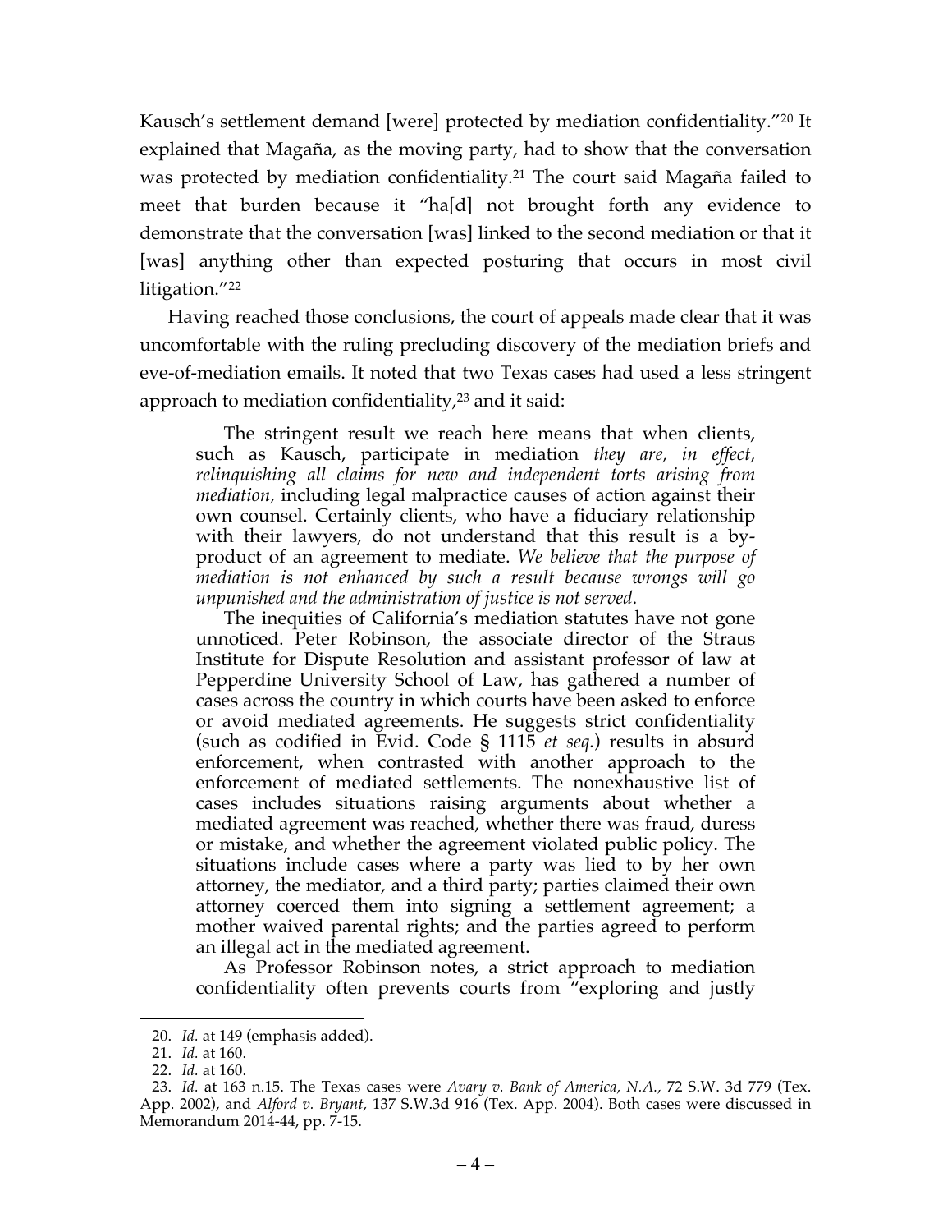Kausch's settlement demand [were] protected by mediation confidentiality."[20] It explained that Magaña, as the moving party, had to show that the conversation was protected by mediation confidentiality.[21] The court said Magaña failed to meet that burden because it "ha[d] not brought forth any evidence to demonstrate that the conversation [was] linked to the second mediation or that it [was] anything other than expected posturing that occurs in most civil litigation."[22]

Having reached those conclusions, the court of appeals made clear that it was uncomfortable with the ruling precluding discovery of the mediation briefs and eve-of-mediation emails. It noted that two Texas cases had used a less stringent approach to mediation confidentiality,[23] and it said:

> The stringent result we reach here means that when clients, such as Kausch, participate in mediation *they are, in effect, relinquishing all claims for new and independent torts arising from mediation,* including legal malpractice causes of action against their own counsel. Certainly clients, who have a fiduciary relationship with their lawyers, do not understand that this result is a by-product of an agreement to mediate. *We believe that the purpose of mediation is not enhanced by such a result because wrongs will go unpunished and the administration of justice is not served*.
>
> The inequities of California's mediation statutes have not gone unnoticed. Peter Robinson, the associate director of the Straus Institute for Dispute Resolution and assistant professor of law at Pepperdine University School of Law, has gathered a number of cases across the country in which courts have been asked to enforce or avoid mediated agreements. He suggests strict confidentiality (such as codified in Evid. Code § 1115 *et seq.*) results in absurd enforcement, when contrasted with another approach to the enforcement of mediated settlements. The nonexhaustive list of cases includes situations raising arguments about whether a mediated agreement was reached, whether there was fraud, duress or mistake, and whether the agreement violated public policy. The situations include cases where a party was lied to by her own attorney, the mediator, and a third party; parties claimed their own attorney coerced them into signing a settlement agreement; a mother waived parental rights; and the parties agreed to perform an illegal act in the mediated agreement.
>
> As Professor Robinson notes, a strict approach to mediation confidentiality often prevents courts from "exploring and justly

---

20. *Id.* at 149 (emphasis added).

21. *Id.* at 160.

22. *Id.* at 160.

23. *Id.* at 163 n.15. The Texas cases were *Avary v. Bank of America, N.A.,* 72 S.W. 3d 779 (Tex. App. 2002), and *Alford v. Bryant,* 137 S.W.3d 916 (Tex. App. 2004). Both cases were discussed in Memorandum 2014-44, pp. 7-15.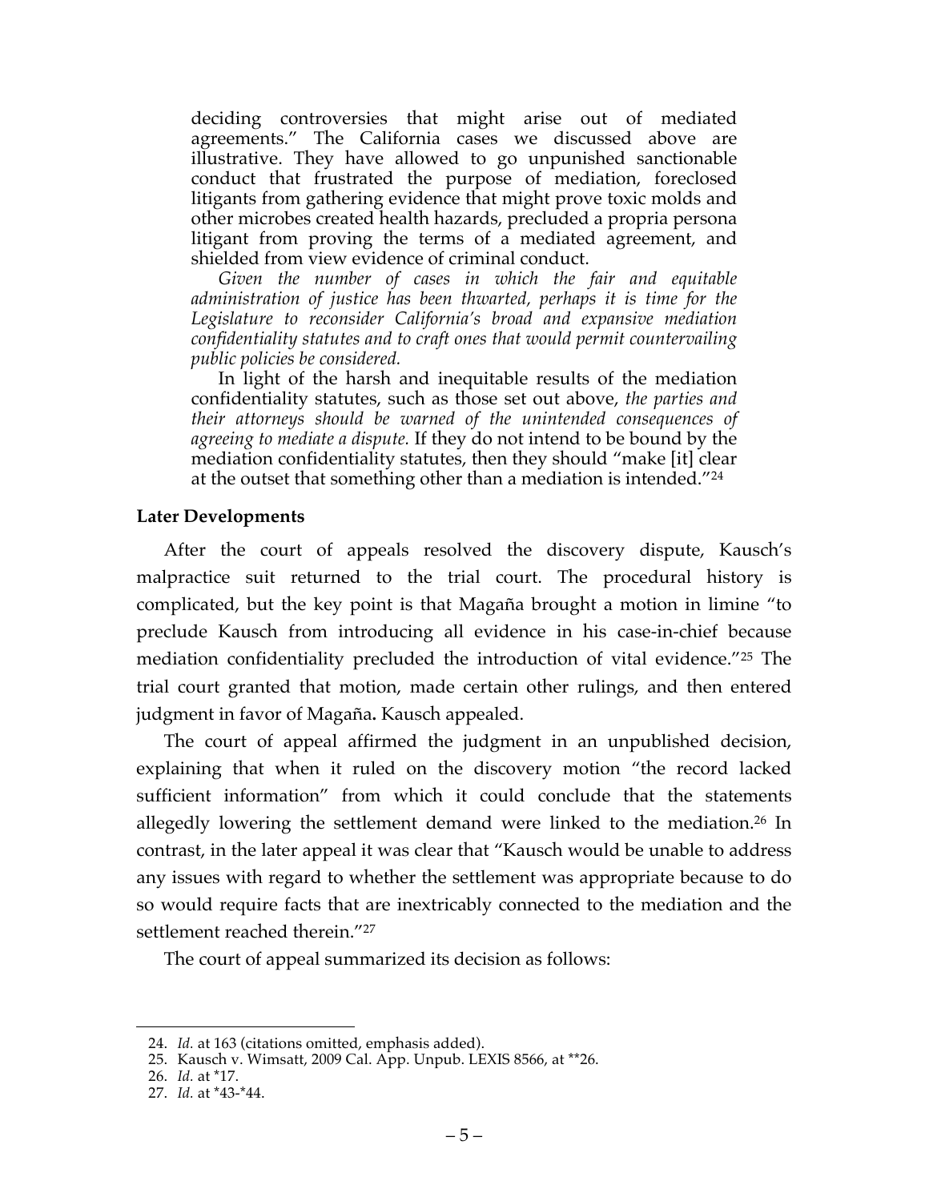deciding controversies that might arise out of mediated agreements." The California cases we discussed above are illustrative. They have allowed to go unpunished sanctionable conduct that frustrated the purpose of mediation, foreclosed litigants from gathering evidence that might prove toxic molds and other microbes created health hazards, precluded a propria persona litigant from proving the terms of a mediated agreement, and shielded from view evidence of criminal conduct.

> *Given the number of cases in which the fair and equitable administration of justice has been thwarted, perhaps it is time for the Legislature to reconsider California's broad and expansive mediation confidentiality statutes and to craft ones that would permit countervailing public policies be considered.*
>
> In light of the harsh and inequitable results of the mediation confidentiality statutes, such as those set out above, *the parties and their attorneys should be warned of the unintended consequences of agreeing to mediate a dispute.* If they do not intend to be bound by the mediation confidentiality statutes, then they should "make [it] clear at the outset that something other than a mediation is intended."[24]

**Later Developments**

After the court of appeals resolved the discovery dispute, Kausch's malpractice suit returned to the trial court. The procedural history is complicated, but the key point is that Magaña brought a motion in limine "to preclude Kausch from introducing all evidence in his case-in-chief because mediation confidentiality precluded the introduction of vital evidence."[25] The trial court granted that motion, made certain other rulings, and then entered judgment in favor of Magaña**.** Kausch appealed.

The court of appeal affirmed the judgment in an unpublished decision, explaining that when it ruled on the discovery motion "the record lacked sufficient information" from which it could conclude that the statements allegedly lowering the settlement demand were linked to the mediation.[26] In contrast, in the later appeal it was clear that "Kausch would be unable to address any issues with regard to whether the settlement was appropriate because to do so would require facts that are inextricably connected to the mediation and the settlement reached therein."[27]

The court of appeal summarized its decision as follows:

---

24. *Id.* at 163 (citations omitted, emphasis added).
25. Kausch v. Wimsatt, 2009 Cal. App. Unpub. LEXIS 8566, at **26.
26. *Id.* at *17.
27. *Id.* at *43-*44.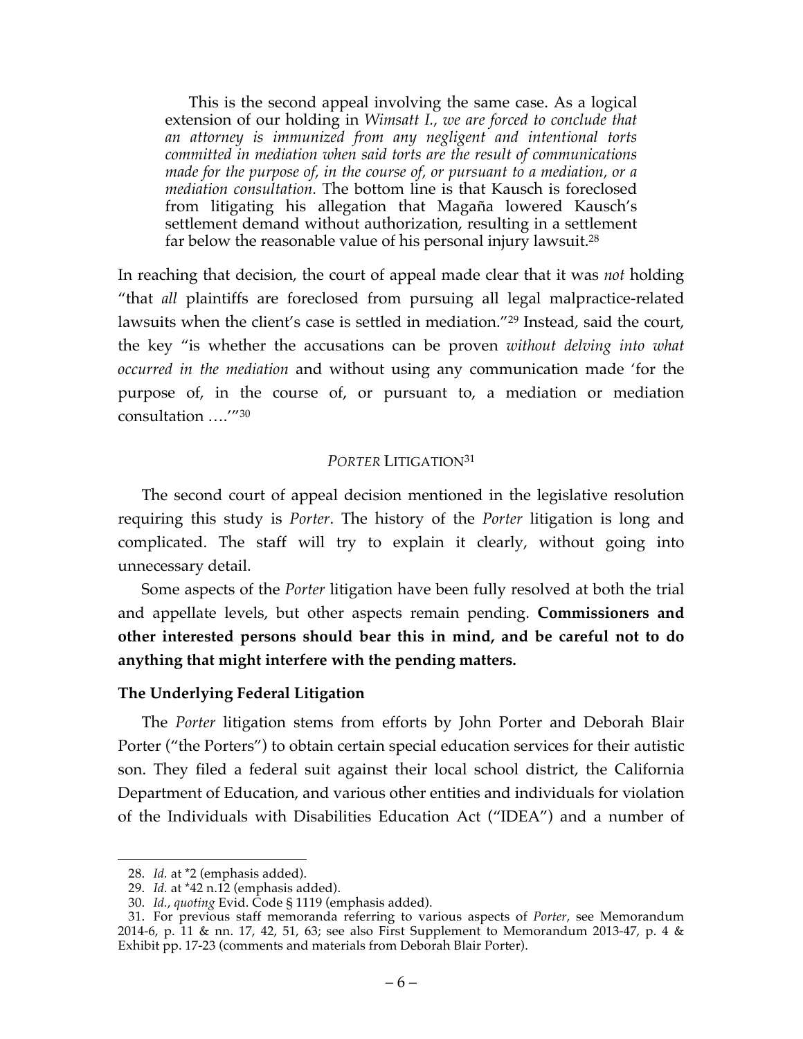> This is the second appeal involving the same case. As a logical extension of our holding in *Wimsatt I., we are forced to conclude that an attorney is immunized from any negligent and intentional torts committed in mediation when said torts are the result of communications made for the purpose of, in the course of, or pursuant to a mediation, or a mediation consultation.* The bottom line is that Kausch is foreclosed from litigating his allegation that Magaña lowered Kausch's settlement demand without authorization, resulting in a settlement far below the reasonable value of his personal injury lawsuit.[28]

In reaching that decision, the court of appeal made clear that it was *not* holding "that *all* plaintiffs are foreclosed from pursuing all legal malpractice-related lawsuits when the client's case is settled in mediation."[29] Instead, said the court, the key "is whether the accusations can be proven *without delving into what occurred in the mediation* and without using any communication made 'for the purpose of, in the course of, or pursuant to, a mediation or mediation consultation ….'"[30]

### *PORTER* LITIGATION[31]

The second court of appeal decision mentioned in the legislative resolution requiring this study is *Porter*. The history of the *Porter* litigation is long and complicated. The staff will try to explain it clearly, without going into unnecessary detail.

Some aspects of the *Porter* litigation have been fully resolved at both the trial and appellate levels, but other aspects remain pending. **Commissioners and other interested persons should bear this in mind, and be careful not to do anything that might interfere with the pending matters.**

#### The Underlying Federal Litigation

The *Porter* litigation stems from efforts by John Porter and Deborah Blair Porter ("the Porters") to obtain certain special education services for their autistic son. They filed a federal suit against their local school district, the California Department of Education, and various other entities and individuals for violation of the Individuals with Disabilities Education Act ("IDEA") and a number of

---

28. *Id.* at *2 (emphasis added).
29. *Id.* at *42 n.12 (emphasis added).
30. *Id.*, *quoting* Evid. Code § 1119 (emphasis added).
31. For previous staff memoranda referring to various aspects of *Porter,* see Memorandum 2014-6, p. 11 & nn. 17, 42, 51, 63; see also First Supplement to Memorandum 2013-47, p. 4 & Exhibit pp. 17-23 (comments and materials from Deborah Blair Porter).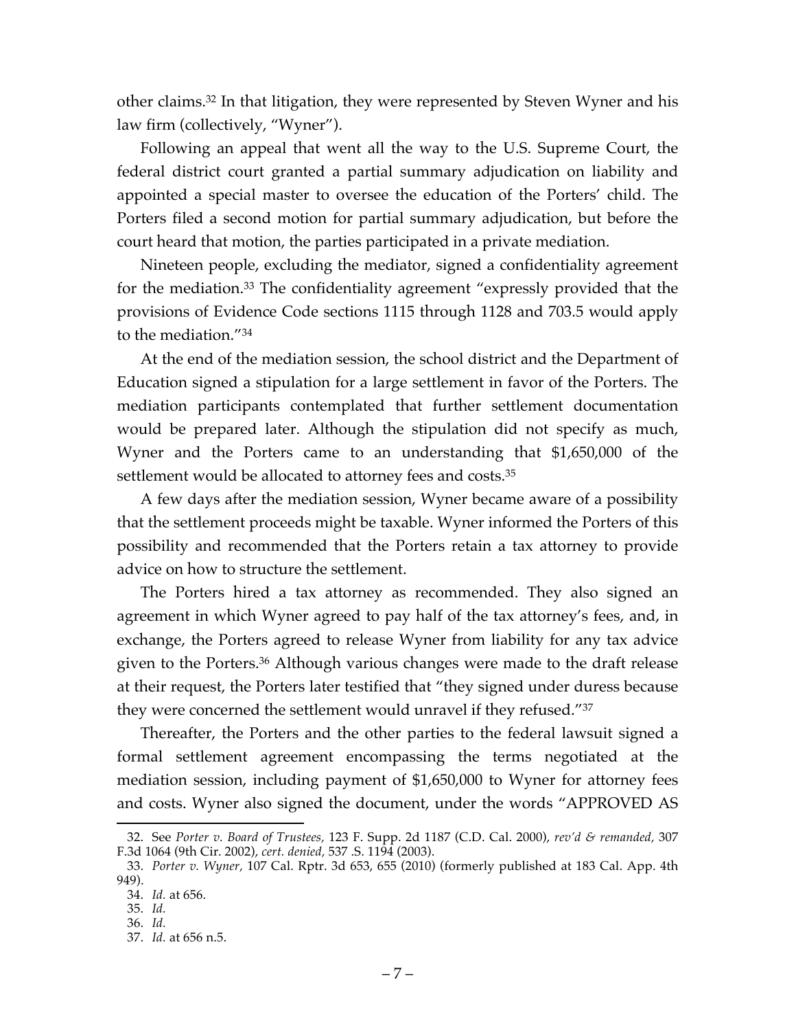other claims.[32] In that litigation, they were represented by Steven Wyner and his law firm (collectively, "Wyner").

Following an appeal that went all the way to the U.S. Supreme Court, the federal district court granted a partial summary adjudication on liability and appointed a special master to oversee the education of the Porters' child. The Porters filed a second motion for partial summary adjudication, but before the court heard that motion, the parties participated in a private mediation.

Nineteen people, excluding the mediator, signed a confidentiality agreement for the mediation.[33] The confidentiality agreement "expressly provided that the provisions of Evidence Code sections 1115 through 1128 and 703.5 would apply to the mediation."[34]

At the end of the mediation session, the school district and the Department of Education signed a stipulation for a large settlement in favor of the Porters. The mediation participants contemplated that further settlement documentation would be prepared later. Although the stipulation did not specify as much, Wyner and the Porters came to an understanding that $1,650,000 of the settlement would be allocated to attorney fees and costs.[35]

A few days after the mediation session, Wyner became aware of a possibility that the settlement proceeds might be taxable. Wyner informed the Porters of this possibility and recommended that the Porters retain a tax attorney to provide advice on how to structure the settlement.

The Porters hired a tax attorney as recommended. They also signed an agreement in which Wyner agreed to pay half of the tax attorney's fees, and, in exchange, the Porters agreed to release Wyner from liability for any tax advice given to the Porters.[36] Although various changes were made to the draft release at their request, the Porters later testified that "they signed under duress because they were concerned the settlement would unravel if they refused."[37]

Thereafter, the Porters and the other parties to the federal lawsuit signed a formal settlement agreement encompassing the terms negotiated at the mediation session, including payment of $1,650,000 to Wyner for attorney fees and costs. Wyner also signed the document, under the words "APPROVED AS

---

32. See *Porter v. Board of Trustees*, 123 F. Supp. 2d 1187 (C.D. Cal. 2000), *rev'd & remanded*, 307 F.3d 1064 (9th Cir. 2002), *cert. denied*, 537 .S. 1194 (2003).

33. *Porter v. Wyner*, 107 Cal. Rptr. 3d 653, 655 (2010) (formerly published at 183 Cal. App. 4th 949).

34. *Id.* at 656.

35. *Id.*

36. *Id.*

37. *Id.* at 656 n.5.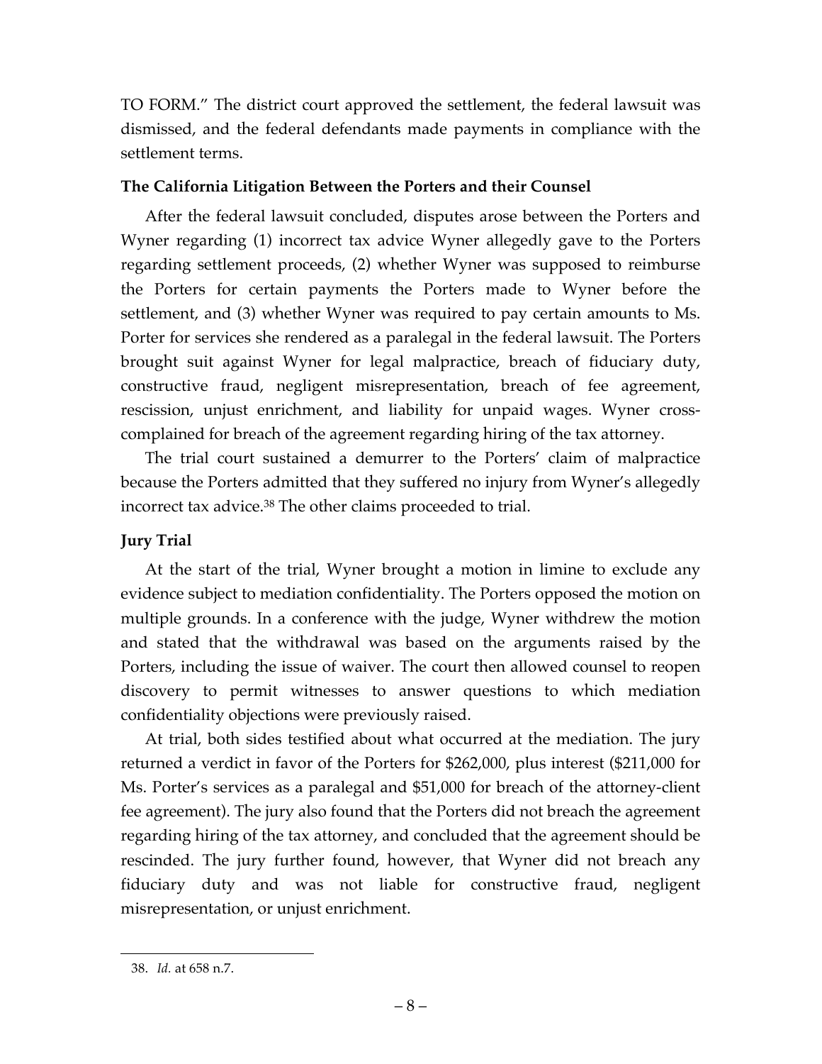TO FORM." The district court approved the settlement, the federal lawsuit was dismissed, and the federal defendants made payments in compliance with the settlement terms.

**The California Litigation Between the Porters and their Counsel**

After the federal lawsuit concluded, disputes arose between the Porters and Wyner regarding (1) incorrect tax advice Wyner allegedly gave to the Porters regarding settlement proceeds, (2) whether Wyner was supposed to reimburse the Porters for certain payments the Porters made to Wyner before the settlement, and (3) whether Wyner was required to pay certain amounts to Ms. Porter for services she rendered as a paralegal in the federal lawsuit. The Porters brought suit against Wyner for legal malpractice, breach of fiduciary duty, constructive fraud, negligent misrepresentation, breach of fee agreement, rescission, unjust enrichment, and liability for unpaid wages. Wyner cross-complained for breach of the agreement regarding hiring of the tax attorney.

The trial court sustained a demurrer to the Porters' claim of malpractice because the Porters admitted that they suffered no injury from Wyner's allegedly incorrect tax advice.[38] The other claims proceeded to trial.

**Jury Trial**

At the start of the trial, Wyner brought a motion in limine to exclude any evidence subject to mediation confidentiality. The Porters opposed the motion on multiple grounds. In a conference with the judge, Wyner withdrew the motion and stated that the withdrawal was based on the arguments raised by the Porters, including the issue of waiver. The court then allowed counsel to reopen discovery to permit witnesses to answer questions to which mediation confidentiality objections were previously raised.

At trial, both sides testified about what occurred at the mediation. The jury returned a verdict in favor of the Porters for $262,000, plus interest ($211,000 for Ms. Porter's services as a paralegal and $51,000 for breach of the attorney-client fee agreement). The jury also found that the Porters did not breach the agreement regarding hiring of the tax attorney, and concluded that the agreement should be rescinded. The jury further found, however, that Wyner did not breach any fiduciary duty and was not liable for constructive fraud, negligent misrepresentation, or unjust enrichment.

38. *Id.* at 658 n.7.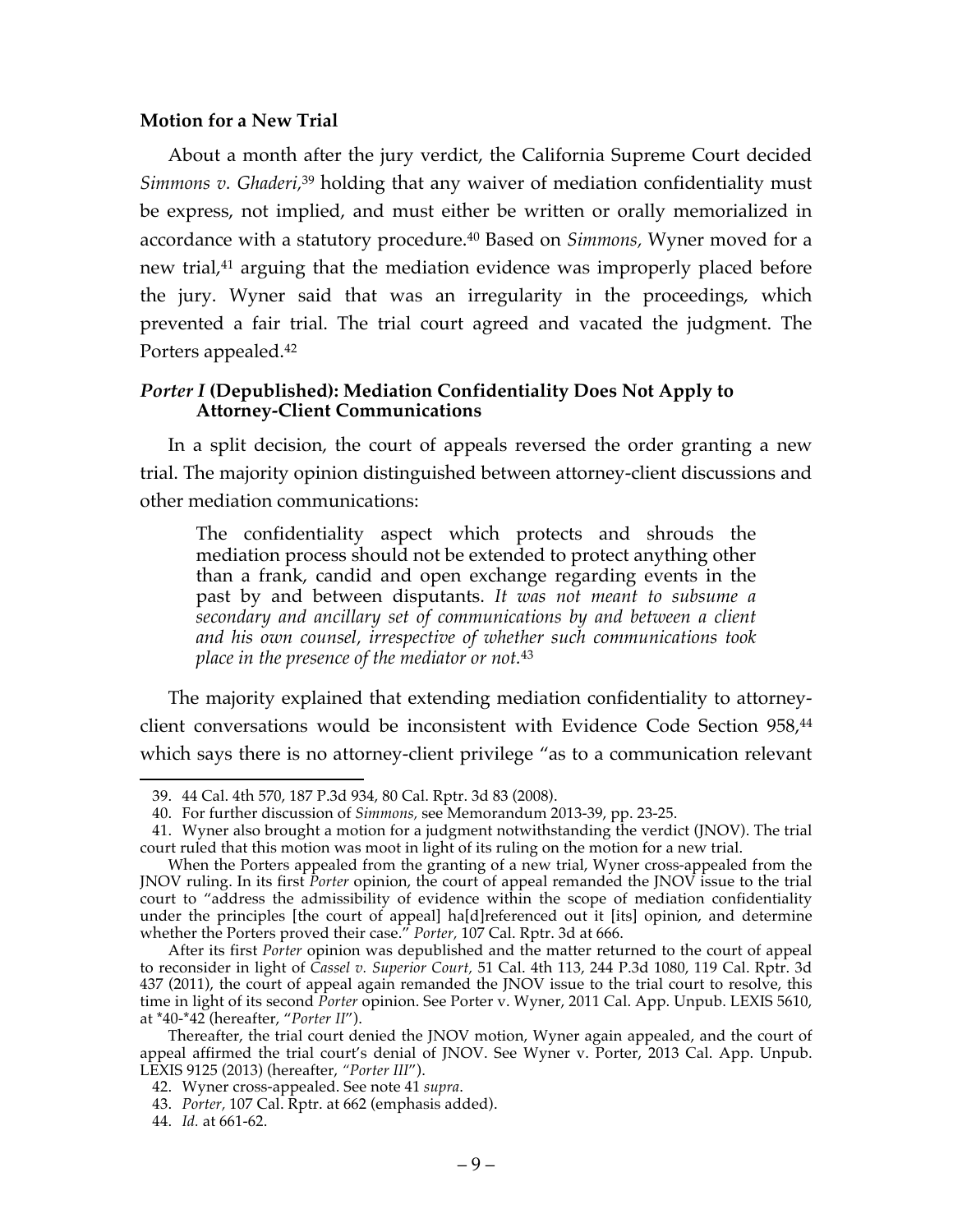**Motion for a New Trial**

About a month after the jury verdict, the California Supreme Court decided *Simmons v. Ghaderi,*[39] holding that any waiver of mediation confidentiality must be express, not implied, and must either be written or orally memorialized in accordance with a statutory procedure.[40] Based on *Simmons,* Wyner moved for a new trial,[41] arguing that the mediation evidence was improperly placed before the jury. Wyner said that was an irregularity in the proceedings, which prevented a fair trial. The trial court agreed and vacated the judgment. The Porters appealed.[42]

### *Porter I* (Depublished): Mediation Confidentiality Does Not Apply to Attorney-Client Communications

In a split decision, the court of appeals reversed the order granting a new trial. The majority opinion distinguished between attorney-client discussions and other mediation communications:

> The confidentiality aspect which protects and shrouds the mediation process should not be extended to protect anything other than a frank, candid and open exchange regarding events in the past by and between disputants. *It was not meant to subsume a secondary and ancillary set of communications by and between a client and his own counsel, irrespective of whether such communications took place in the presence of the mediator or not.*[43]

The majority explained that extending mediation confidentiality to attorney-client conversations would be inconsistent with Evidence Code Section 958,[44] which says there is no attorney-client privilege "as to a communication relevant

---

39. 44 Cal. 4th 570, 187 P.3d 934, 80 Cal. Rptr. 3d 83 (2008).

40. For further discussion of *Simmons,* see Memorandum 2013-39, pp. 23-25.

41. Wyner also brought a motion for a judgment notwithstanding the verdict (JNOV). The trial court ruled that this motion was moot in light of its ruling on the motion for a new trial.

When the Porters appealed from the granting of a new trial, Wyner cross-appealed from the JNOV ruling. In its first *Porter* opinion, the court of appeal remanded the JNOV issue to the trial court to "address the admissibility of evidence within the scope of mediation confidentiality under the principles [the court of appeal] ha[d]referenced out it [its] opinion, and determine whether the Porters proved their case." *Porter,* 107 Cal. Rptr. 3d at 666.

After its first *Porter* opinion was depublished and the matter returned to the court of appeal to reconsider in light of *Cassel v. Superior Court,* 51 Cal. 4th 113, 244 P.3d 1080, 119 Cal. Rptr. 3d 437 (2011), the court of appeal again remanded the JNOV issue to the trial court to resolve, this time in light of its second *Porter* opinion. See Porter v. Wyner, 2011 Cal. App. Unpub. LEXIS 5610, at *40-*42 (hereafter, "*Porter II*").

Thereafter, the trial court denied the JNOV motion, Wyner again appealed, and the court of appeal affirmed the trial court's denial of JNOV. See Wyner v. Porter, 2013 Cal. App. Unpub. LEXIS 9125 (2013) (hereafter, *"Porter III*").

42. Wyner cross-appealed. See note 41 *supra*.

43. *Porter,* 107 Cal. Rptr. at 662 (emphasis added).

44. *Id.* at 661-62.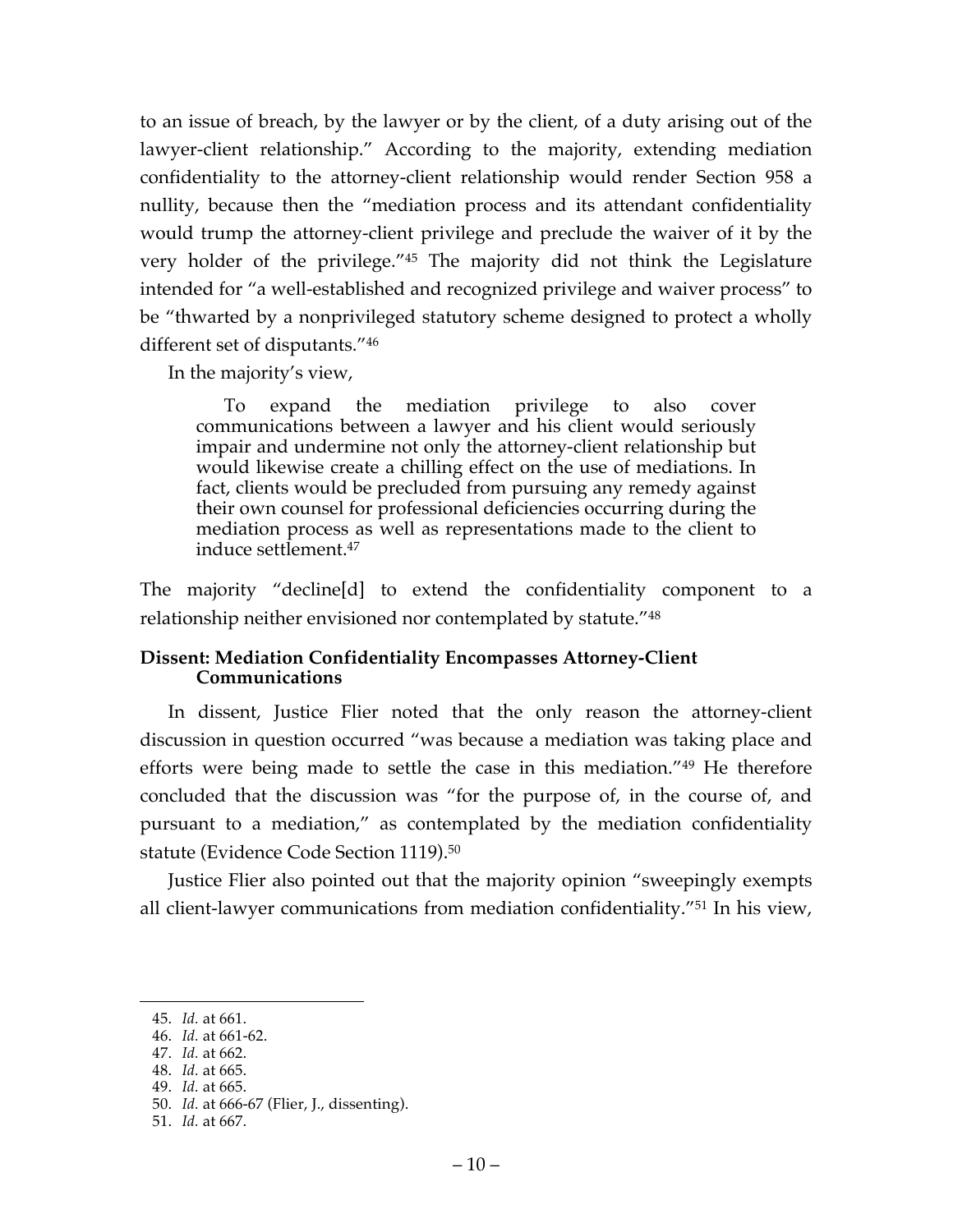to an issue of breach, by the lawyer or by the client, of a duty arising out of the lawyer-client relationship." According to the majority, extending mediation confidentiality to the attorney-client relationship would render Section 958 a nullity, because then the "mediation process and its attendant confidentiality would trump the attorney-client privilege and preclude the waiver of it by the very holder of the privilege."[45] The majority did not think the Legislature intended for "a well-established and recognized privilege and waiver process" to be "thwarted by a nonprivileged statutory scheme designed to protect a wholly different set of disputants."[46]

In the majority's view,

> To expand the mediation privilege to also cover communications between a lawyer and his client would seriously impair and undermine not only the attorney-client relationship but would likewise create a chilling effect on the use of mediations. In fact, clients would be precluded from pursuing any remedy against their own counsel for professional deficiencies occurring during the mediation process as well as representations made to the client to induce settlement.[47]

The majority "decline[d] to extend the confidentiality component to a relationship neither envisioned nor contemplated by statute."[48]

### Dissent: Mediation Confidentiality Encompasses Attorney-Client Communications

In dissent, Justice Flier noted that the only reason the attorney-client discussion in question occurred "was because a mediation was taking place and efforts were being made to settle the case in this mediation."[49] He therefore concluded that the discussion was "for the purpose of, in the course of, and pursuant to a mediation," as contemplated by the mediation confidentiality statute (Evidence Code Section 1119).[50]

Justice Flier also pointed out that the majority opinion "sweepingly exempts all client-lawyer communications from mediation confidentiality."[51] In his view,

---

45. *Id.* at 661.
46. *Id.* at 661-62.
47. *Id.* at 662.
48. *Id.* at 665.
49. *Id.* at 665.
50. *Id.* at 666-67 (Flier, J., dissenting).
51. *Id.* at 667.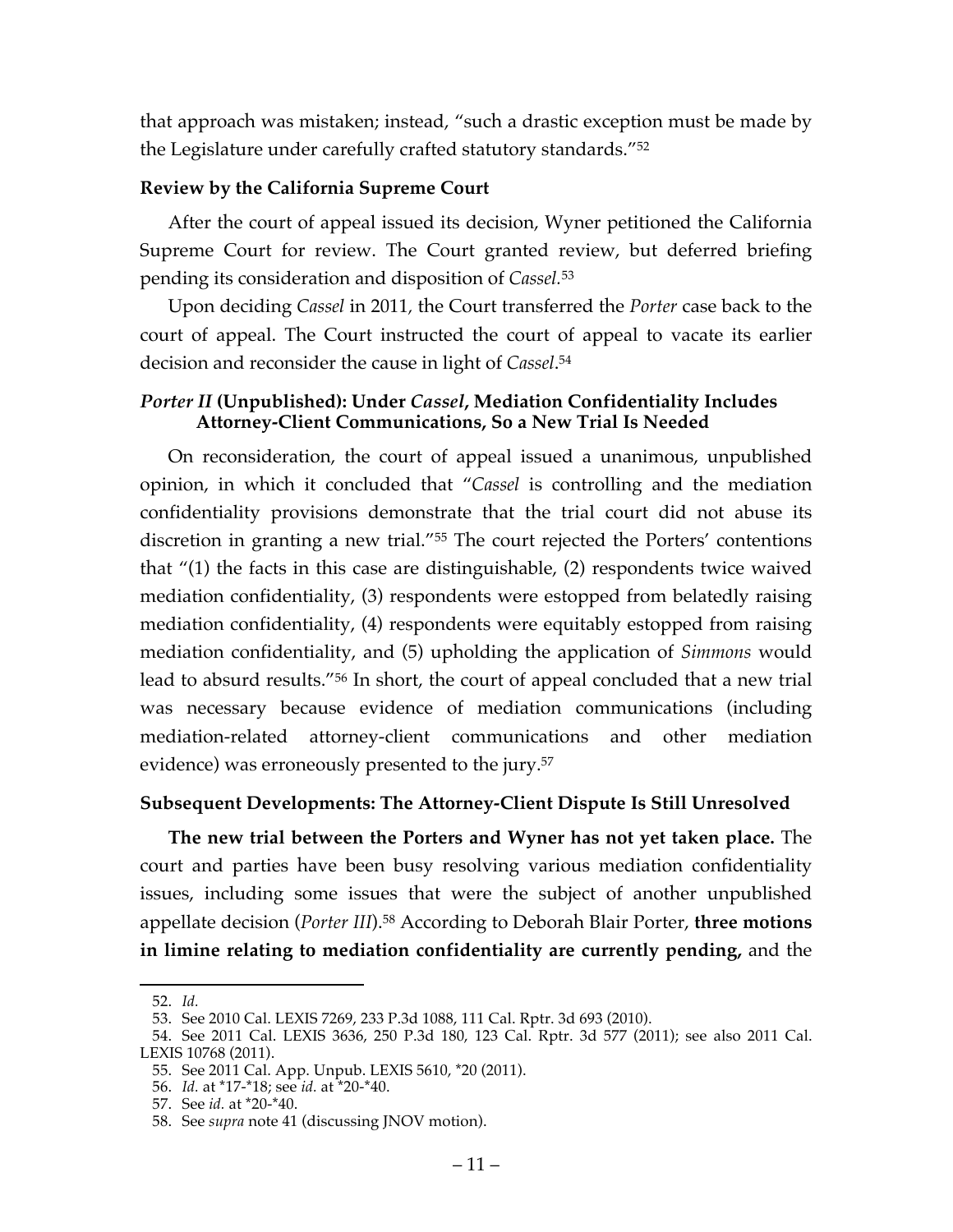that approach was mistaken; instead, "such a drastic exception must be made by the Legislature under carefully crafted statutory standards."[52]

### Review by the California Supreme Court

After the court of appeal issued its decision, Wyner petitioned the California Supreme Court for review. The Court granted review, but deferred briefing pending its consideration and disposition of *Cassel*.[53]

Upon deciding *Cassel* in 2011, the Court transferred the *Porter* case back to the court of appeal. The Court instructed the court of appeal to vacate its earlier decision and reconsider the cause in light of *Cassel*.[54]

### *Porter II* (Unpublished): Under *Cassel*, Mediation Confidentiality Includes Attorney-Client Communications, So a New Trial Is Needed

On reconsideration, the court of appeal issued a unanimous, unpublished opinion, in which it concluded that "*Cassel* is controlling and the mediation confidentiality provisions demonstrate that the trial court did not abuse its discretion in granting a new trial."[55] The court rejected the Porters' contentions that "(1) the facts in this case are distinguishable, (2) respondents twice waived mediation confidentiality, (3) respondents were estopped from belatedly raising mediation confidentiality, (4) respondents were equitably estopped from raising mediation confidentiality, and (5) upholding the application of *Simmons* would lead to absurd results."[56] In short, the court of appeal concluded that a new trial was necessary because evidence of mediation communications (including mediation-related attorney-client communications and other mediation evidence) was erroneously presented to the jury.[57]

### Subsequent Developments: The Attorney-Client Dispute Is Still Unresolved

**The new trial between the Porters and Wyner has not yet taken place.** The court and parties have been busy resolving various mediation confidentiality issues, including some issues that were the subject of another unpublished appellate decision (*Porter III*).[58] According to Deborah Blair Porter, **three motions in limine relating to mediation confidentiality are currently pending,** and the

---

52. *Id.*

53. See 2010 Cal. LEXIS 7269, 233 P.3d 1088, 111 Cal. Rptr. 3d 693 (2010).

54. See 2011 Cal. LEXIS 3636, 250 P.3d 180, 123 Cal. Rptr. 3d 577 (2011); see also 2011 Cal. LEXIS 10768 (2011).

55. See 2011 Cal. App. Unpub. LEXIS 5610, *20 (2011).

56. *Id.* at *17-*18; see *id.* at *20-*40.

57. See *id.* at *20-*40.

58. See *supra* note 41 (discussing JNOV motion).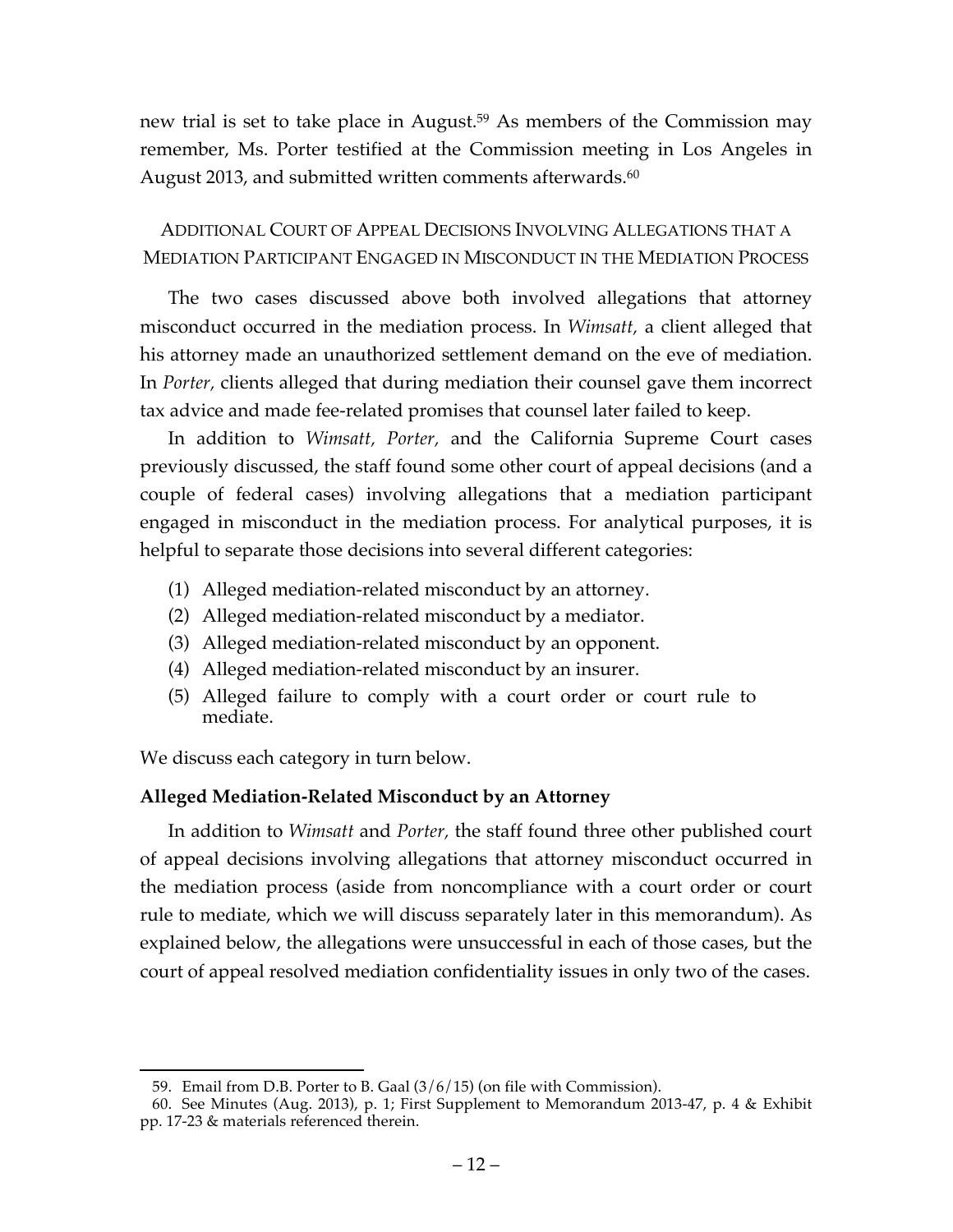new trial is set to take place in August.[59] As members of the Commission may remember, Ms. Porter testified at the Commission meeting in Los Angeles in August 2013, and submitted written comments afterwards.[60]

## ADDITIONAL COURT OF APPEAL DECISIONS INVOLVING ALLEGATIONS THAT A MEDIATION PARTICIPANT ENGAGED IN MISCONDUCT IN THE MEDIATION PROCESS

The two cases discussed above both involved allegations that attorney misconduct occurred in the mediation process. In *Wimsatt,* a client alleged that his attorney made an unauthorized settlement demand on the eve of mediation. In *Porter,* clients alleged that during mediation their counsel gave them incorrect tax advice and made fee-related promises that counsel later failed to keep.

In addition to *Wimsatt, Porter,* and the California Supreme Court cases previously discussed, the staff found some other court of appeal decisions (and a couple of federal cases) involving allegations that a mediation participant engaged in misconduct in the mediation process. For analytical purposes, it is helpful to separate those decisions into several different categories:

(1) Alleged mediation-related misconduct by an attorney.
(2) Alleged mediation-related misconduct by a mediator.
(3) Alleged mediation-related misconduct by an opponent.
(4) Alleged mediation-related misconduct by an insurer.
(5) Alleged failure to comply with a court order or court rule to mediate.

We discuss each category in turn below.

### Alleged Mediation-Related Misconduct by an Attorney

In addition to *Wimsatt* and *Porter,* the staff found three other published court of appeal decisions involving allegations that attorney misconduct occurred in the mediation process (aside from noncompliance with a court order or court rule to mediate, which we will discuss separately later in this memorandum). As explained below, the allegations were unsuccessful in each of those cases, but the court of appeal resolved mediation confidentiality issues in only two of the cases.

---

59. Email from D.B. Porter to B. Gaal (3/6/15) (on file with Commission).

60. See Minutes (Aug. 2013), p. 1; First Supplement to Memorandum 2013-47, p. 4 & Exhibit pp. 17-23 & materials referenced therein.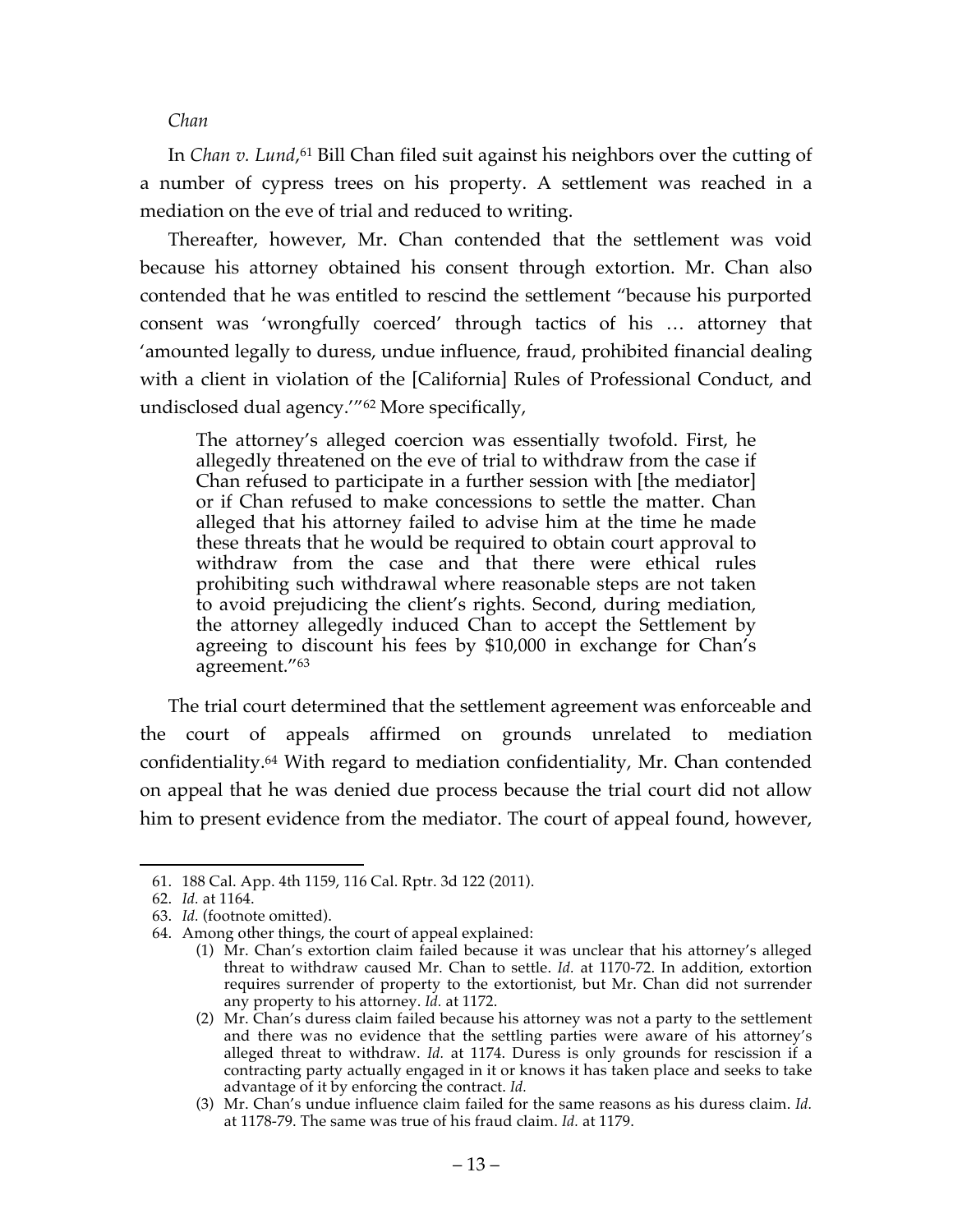*Chan*

In *Chan v. Lund*,[61] Bill Chan filed suit against his neighbors over the cutting of a number of cypress trees on his property. A settlement was reached in a mediation on the eve of trial and reduced to writing.

Thereafter, however, Mr. Chan contended that the settlement was void because his attorney obtained his consent through extortion. Mr. Chan also contended that he was entitled to rescind the settlement "because his purported consent was 'wrongfully coerced' through tactics of his … attorney that 'amounted legally to duress, undue influence, fraud, prohibited financial dealing with a client in violation of the [California] Rules of Professional Conduct, and undisclosed dual agency.'"[62] More specifically,

> The attorney's alleged coercion was essentially twofold. First, he allegedly threatened on the eve of trial to withdraw from the case if Chan refused to participate in a further session with [the mediator] or if Chan refused to make concessions to settle the matter. Chan alleged that his attorney failed to advise him at the time he made these threats that he would be required to obtain court approval to withdraw from the case and that there were ethical rules prohibiting such withdrawal where reasonable steps are not taken to avoid prejudicing the client's rights. Second, during mediation, the attorney allegedly induced Chan to accept the Settlement by agreeing to discount his fees by $10,000 in exchange for Chan's agreement."[63]

The trial court determined that the settlement agreement was enforceable and the court of appeals affirmed on grounds unrelated to mediation confidentiality.[64] With regard to mediation confidentiality, Mr. Chan contended on appeal that he was denied due process because the trial court did not allow him to present evidence from the mediator. The court of appeal found, however,

---

61. 188 Cal. App. 4th 1159, 116 Cal. Rptr. 3d 122 (2011).

62. *Id.* at 1164.

63. *Id.* (footnote omitted).

64. Among other things, the court of appeal explained:

(1) Mr. Chan's extortion claim failed because it was unclear that his attorney's alleged threat to withdraw caused Mr. Chan to settle. *Id.* at 1170-72. In addition, extortion requires surrender of property to the extortionist, but Mr. Chan did not surrender any property to his attorney. *Id.* at 1172.

(2) Mr. Chan's duress claim failed because his attorney was not a party to the settlement and there was no evidence that the settling parties were aware of his attorney's alleged threat to withdraw. *Id.* at 1174. Duress is only grounds for rescission if a contracting party actually engaged in it or knows it has taken place and seeks to take advantage of it by enforcing the contract. *Id.*

(3) Mr. Chan's undue influence claim failed for the same reasons as his duress claim. *Id.* at 1178-79. The same was true of his fraud claim. *Id.* at 1179.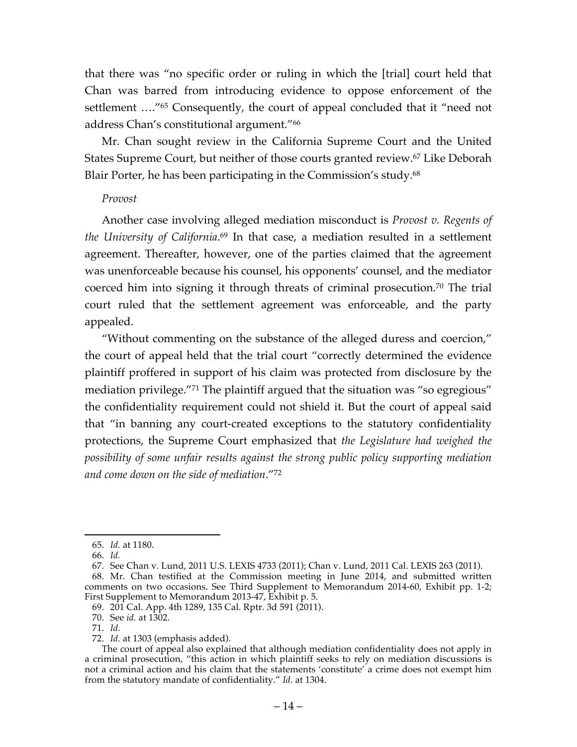that there was "no specific order or ruling in which the [trial] court held that Chan was barred from introducing evidence to oppose enforcement of the settlement …."[65] Consequently, the court of appeal concluded that it "need not address Chan's constitutional argument."[66]

Mr. Chan sought review in the California Supreme Court and the United States Supreme Court, but neither of those courts granted review.[67] Like Deborah Blair Porter, he has been participating in the Commission's study.[68]

*Provost*

Another case involving alleged mediation misconduct is *Provost v. Regents of the University of California*.[69] In that case, a mediation resulted in a settlement agreement. Thereafter, however, one of the parties claimed that the agreement was unenforceable because his counsel, his opponents' counsel, and the mediator coerced him into signing it through threats of criminal prosecution.[70] The trial court ruled that the settlement agreement was enforceable, and the party appealed.

"Without commenting on the substance of the alleged duress and coercion," the court of appeal held that the trial court "correctly determined the evidence plaintiff proffered in support of his claim was protected from disclosure by the mediation privilege."[71] The plaintiff argued that the situation was "so egregious" the confidentiality requirement could not shield it. But the court of appeal said that "in banning any court-created exceptions to the statutory confidentiality protections, the Supreme Court emphasized that *the Legislature had weighed the possibility of some unfair results against the strong public policy supporting mediation and come down on the side of mediation*."[72]

---

65. *Id.* at 1180.

66. *Id.*

67. See Chan v. Lund, 2011 U.S. LEXIS 4733 (2011); Chan v. Lund, 2011 Cal. LEXIS 263 (2011).

68. Mr. Chan testified at the Commission meeting in June 2014, and submitted written comments on two occasions. See Third Supplement to Memorandum 2014-60, Exhibit pp. 1-2; First Supplement to Memorandum 2013-47, Exhibit p. 5.

69. 201 Cal. App. 4th 1289, 135 Cal. Rptr. 3d 591 (2011).

70. See *id.* at 1302.

71. *Id.*

72. *Id.* at 1303 (emphasis added).

The court of appeal also explained that although mediation confidentiality does not apply in a criminal prosecution, "this action in which plaintiff seeks to rely on mediation discussions is not a criminal action and his claim that the statements 'constitute' a crime does not exempt him from the statutory mandate of confidentiality." *Id.* at 1304.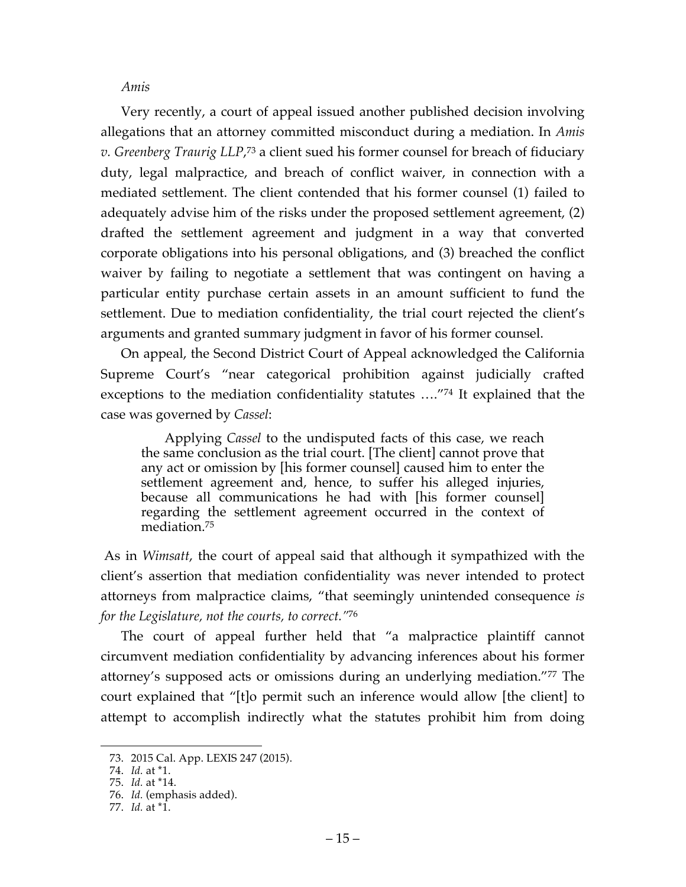*Amis*

Very recently, a court of appeal issued another published decision involving allegations that an attorney committed misconduct during a mediation. In *Amis v. Greenberg Traurig LLP*,[73] a client sued his former counsel for breach of fiduciary duty, legal malpractice, and breach of conflict waiver, in connection with a mediated settlement. The client contended that his former counsel (1) failed to adequately advise him of the risks under the proposed settlement agreement, (2) drafted the settlement agreement and judgment in a way that converted corporate obligations into his personal obligations, and (3) breached the conflict waiver by failing to negotiate a settlement that was contingent on having a particular entity purchase certain assets in an amount sufficient to fund the settlement. Due to mediation confidentiality, the trial court rejected the client's arguments and granted summary judgment in favor of his former counsel.

On appeal, the Second District Court of Appeal acknowledged the California Supreme Court's "near categorical prohibition against judicially crafted exceptions to the mediation confidentiality statutes …."[74] It explained that the case was governed by *Cassel*:

> Applying *Cassel* to the undisputed facts of this case, we reach the same conclusion as the trial court. [The client] cannot prove that any act or omission by [his former counsel] caused him to enter the settlement agreement and, hence, to suffer his alleged injuries, because all communications he had with [his former counsel] regarding the settlement agreement occurred in the context of mediation.[75]

As in *Wimsatt*, the court of appeal said that although it sympathized with the client's assertion that mediation confidentiality was never intended to protect attorneys from malpractice claims, "that seemingly unintended consequence *is for the Legislature, not the courts, to correct.*"[76]

The court of appeal further held that "a malpractice plaintiff cannot circumvent mediation confidentiality by advancing inferences about his former attorney's supposed acts or omissions during an underlying mediation."[77] The court explained that "[t]o permit such an inference would allow [the client] to attempt to accomplish indirectly what the statutes prohibit him from doing

---

73. 2015 Cal. App. LEXIS 247 (2015).
74. *Id.* at *1.
75. *Id.* at *14.
76. *Id.* (emphasis added).
77. *Id.* at *1.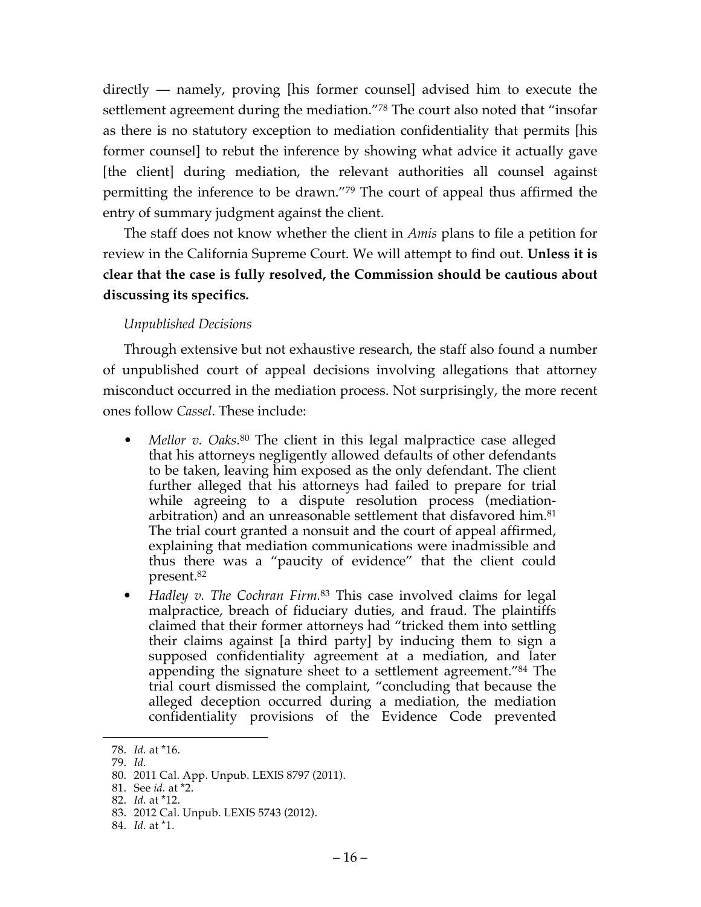directly — namely, proving [his former counsel] advised him to execute the settlement agreement during the mediation."[78] The court also noted that "insofar as there is no statutory exception to mediation confidentiality that permits [his former counsel] to rebut the inference by showing what advice it actually gave [the client] during mediation, the relevant authorities all counsel against permitting the inference to be drawn."[79] The court of appeal thus affirmed the entry of summary judgment against the client.

The staff does not know whether the client in *Amis* plans to file a petition for review in the California Supreme Court. We will attempt to find out. **Unless it is clear that the case is fully resolved, the Commission should be cautious about discussing its specifics.**

*Unpublished Decisions*

Through extensive but not exhaustive research, the staff also found a number of unpublished court of appeal decisions involving allegations that attorney misconduct occurred in the mediation process. Not surprisingly, the more recent ones follow *Cassel*. These include:

- *Mellor v. Oaks*.[80] The client in this legal malpractice case alleged that his attorneys negligently allowed defaults of other defendants to be taken, leaving him exposed as the only defendant. The client further alleged that his attorneys had failed to prepare for trial while agreeing to a dispute resolution process (mediation-arbitration) and an unreasonable settlement that disfavored him.[81] The trial court granted a nonsuit and the court of appeal affirmed, explaining that mediation communications were inadmissible and thus there was a "paucity of evidence" that the client could present.[82]
- *Hadley v. The Cochran Firm*.[83] This case involved claims for legal malpractice, breach of fiduciary duties, and fraud. The plaintiffs claimed that their former attorneys had "tricked them into settling their claims against [a third party] by inducing them to sign a supposed confidentiality agreement at a mediation, and later appending the signature sheet to a settlement agreement."[84] The trial court dismissed the complaint, "concluding that because the alleged deception occurred during a mediation, the mediation confidentiality provisions of the Evidence Code prevented

---

78. *Id.* at *16.
79. *Id.*
80. 2011 Cal. App. Unpub. LEXIS 8797 (2011).
81. See *id.* at *2.
82. *Id.* at *12.
83. 2012 Cal. Unpub. LEXIS 5743 (2012).
84. *Id.* at *1.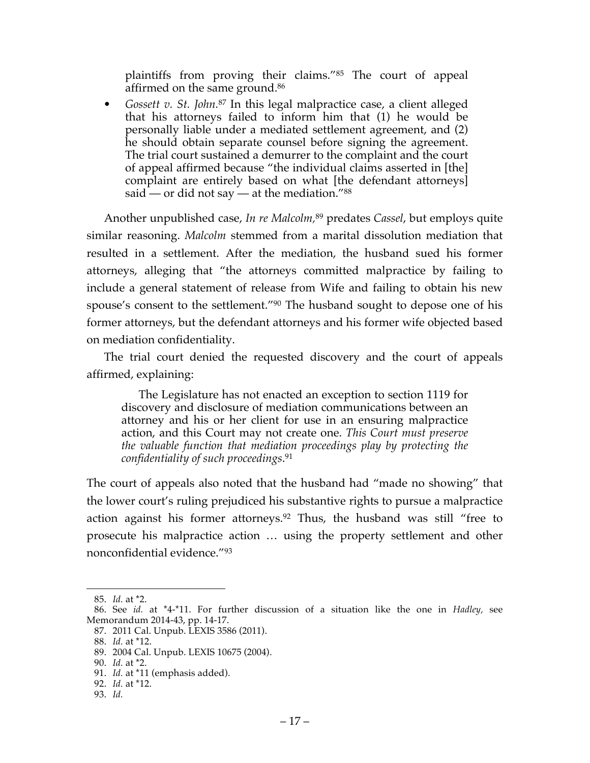plaintiffs from proving their claims."[85] The court of appeal affirmed on the same ground.[86]

- *Gossett v. St. John.*[87] In this legal malpractice case, a client alleged that his attorneys failed to inform him that (1) he would be personally liable under a mediated settlement agreement, and (2) he should obtain separate counsel before signing the agreement. The trial court sustained a demurrer to the complaint and the court of appeal affirmed because "the individual claims asserted in [the] complaint are entirely based on what [the defendant attorneys] said — or did not say — at the mediation."[88]

Another unpublished case, *In re Malcolm,*[89] predates *Cassel*, but employs quite similar reasoning. *Malcolm* stemmed from a marital dissolution mediation that resulted in a settlement. After the mediation, the husband sued his former attorneys, alleging that "the attorneys committed malpractice by failing to include a general statement of release from Wife and failing to obtain his new spouse's consent to the settlement."[90] The husband sought to depose one of his former attorneys, but the defendant attorneys and his former wife objected based on mediation confidentiality.

The trial court denied the requested discovery and the court of appeals affirmed, explaining:

> The Legislature has not enacted an exception to section 1119 for discovery and disclosure of mediation communications between an attorney and his or her client for use in an ensuring malpractice action, and this Court may not create one. *This Court must preserve the valuable function that mediation proceedings play by protecting the confidentiality of such proceedings*.[91]

The court of appeals also noted that the husband had "made no showing" that the lower court's ruling prejudiced his substantive rights to pursue a malpractice action against his former attorneys.[92] Thus, the husband was still "free to prosecute his malpractice action … using the property settlement and other nonconfidential evidence."[93]

---

85. *Id.* at *2.
86. See *id.* at *4-*11. For further discussion of a situation like the one in *Hadley,* see Memorandum 2014-43, pp. 14-17.
87. 2011 Cal. Unpub. LEXIS 3586 (2011).
88. *Id.* at *12.
89. 2004 Cal. Unpub. LEXIS 10675 (2004).
90. *Id.* at *2.
91. *Id.* at *11 (emphasis added).
92. *Id.* at *12.
93. *Id.*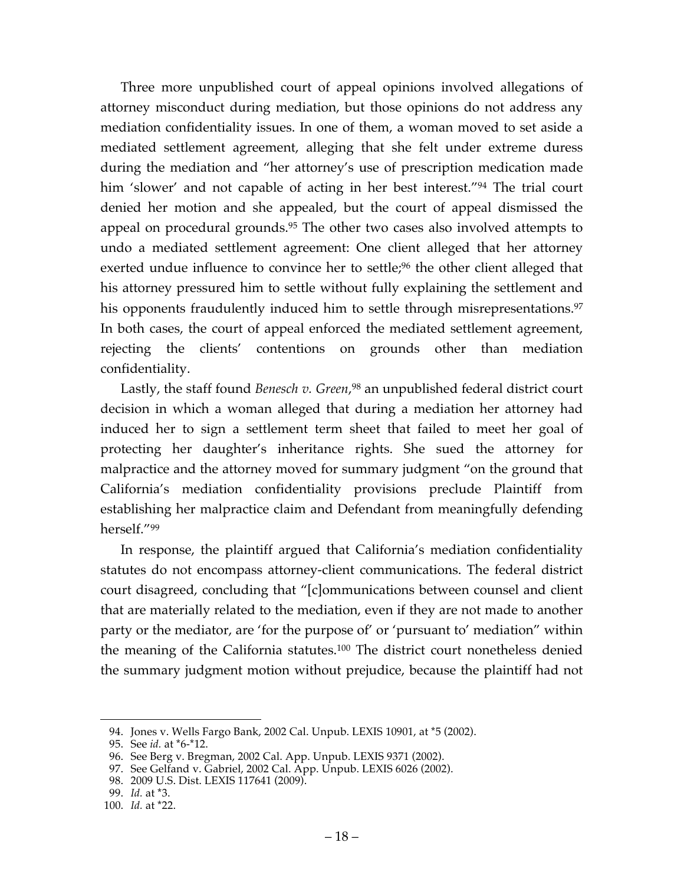Three more unpublished court of appeal opinions involved allegations of attorney misconduct during mediation, but those opinions do not address any mediation confidentiality issues. In one of them, a woman moved to set aside a mediated settlement agreement, alleging that she felt under extreme duress during the mediation and "her attorney's use of prescription medication made him 'slower' and not capable of acting in her best interest."[94] The trial court denied her motion and she appealed, but the court of appeal dismissed the appeal on procedural grounds.[95] The other two cases also involved attempts to undo a mediated settlement agreement: One client alleged that her attorney exerted undue influence to convince her to settle;[96] the other client alleged that his attorney pressured him to settle without fully explaining the settlement and his opponents fraudulently induced him to settle through misrepresentations.[97] In both cases, the court of appeal enforced the mediated settlement agreement, rejecting the clients' contentions on grounds other than mediation confidentiality.

Lastly, the staff found *Benesch v. Green*,[98] an unpublished federal district court decision in which a woman alleged that during a mediation her attorney had induced her to sign a settlement term sheet that failed to meet her goal of protecting her daughter's inheritance rights. She sued the attorney for malpractice and the attorney moved for summary judgment "on the ground that California's mediation confidentiality provisions preclude Plaintiff from establishing her malpractice claim and Defendant from meaningfully defending herself."[99]

In response, the plaintiff argued that California's mediation confidentiality statutes do not encompass attorney-client communications. The federal district court disagreed, concluding that "[c]ommunications between counsel and client that are materially related to the mediation, even if they are not made to another party or the mediator, are 'for the purpose of' or 'pursuant to' mediation" within the meaning of the California statutes.[100] The district court nonetheless denied the summary judgment motion without prejudice, because the plaintiff had not

94. Jones v. Wells Fargo Bank, 2002 Cal. Unpub. LEXIS 10901, at *5 (2002).
95. See *id.* at *6-*12.
96. See Berg v. Bregman, 2002 Cal. App. Unpub. LEXIS 9371 (2002).
97. See Gelfand v. Gabriel, 2002 Cal. App. Unpub. LEXIS 6026 (2002).
98. 2009 U.S. Dist. LEXIS 117641 (2009).
99. *Id.* at *3.
100. *Id.* at *22.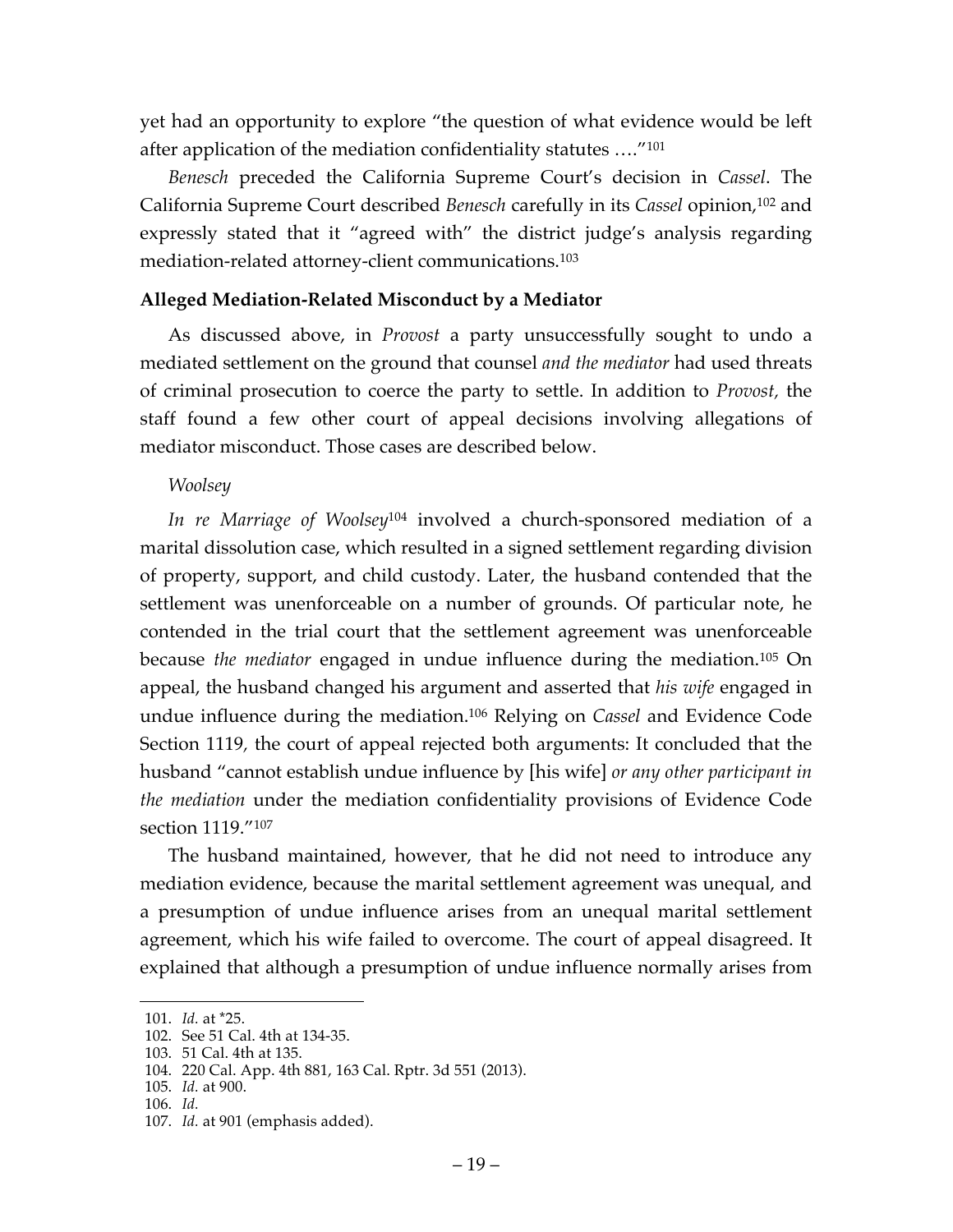yet had an opportunity to explore "the question of what evidence would be left after application of the mediation confidentiality statutes …."[101]

*Benesch* preceded the California Supreme Court's decision in *Cassel*. The California Supreme Court described *Benesch* carefully in its *Cassel* opinion,[102] and expressly stated that it "agreed with" the district judge's analysis regarding mediation-related attorney-client communications.[103]

### Alleged Mediation-Related Misconduct by a Mediator

As discussed above, in *Provost* a party unsuccessfully sought to undo a mediated settlement on the ground that counsel *and the mediator* had used threats of criminal prosecution to coerce the party to settle. In addition to *Provost,* the staff found a few other court of appeal decisions involving allegations of mediator misconduct. Those cases are described below.

*Woolsey*

*In re Marriage of Woolsey*[104] involved a church-sponsored mediation of a marital dissolution case, which resulted in a signed settlement regarding division of property, support, and child custody. Later, the husband contended that the settlement was unenforceable on a number of grounds. Of particular note, he contended in the trial court that the settlement agreement was unenforceable because *the mediator* engaged in undue influence during the mediation.[105] On appeal, the husband changed his argument and asserted that *his wife* engaged in undue influence during the mediation.[106] Relying on *Cassel* and Evidence Code Section 1119, the court of appeal rejected both arguments: It concluded that the husband "cannot establish undue influence by [his wife] *or any other participant in the mediation* under the mediation confidentiality provisions of Evidence Code section 1119."[107]

The husband maintained, however, that he did not need to introduce any mediation evidence, because the marital settlement agreement was unequal, and a presumption of undue influence arises from an unequal marital settlement agreement, which his wife failed to overcome. The court of appeal disagreed. It explained that although a presumption of undue influence normally arises from

---

101. *Id.* at *25.
102. See 51 Cal. 4th at 134-35.
103. 51 Cal. 4th at 135.
104. 220 Cal. App. 4th 881, 163 Cal. Rptr. 3d 551 (2013).
105. *Id.* at 900.
106. *Id.*
107. *Id.* at 901 (emphasis added).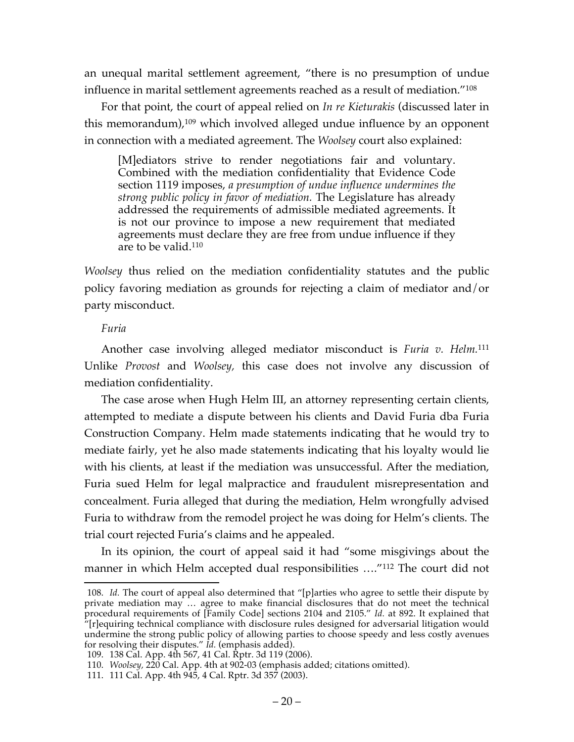an unequal marital settlement agreement, "there is no presumption of undue influence in marital settlement agreements reached as a result of mediation."[108]

For that point, the court of appeal relied on *In re Kieturakis* (discussed later in this memorandum),[109] which involved alleged undue influence by an opponent in connection with a mediated agreement. The *Woolsey* court also explained:

> [M]ediators strive to render negotiations fair and voluntary. Combined with the mediation confidentiality that Evidence Code section 1119 imposes, *a presumption of undue influence undermines the strong public policy in favor of mediation.* The Legislature has already addressed the requirements of admissible mediated agreements. It is not our province to impose a new requirement that mediated agreements must declare they are free from undue influence if they are to be valid.[110]

*Woolsey* thus relied on the mediation confidentiality statutes and the public policy favoring mediation as grounds for rejecting a claim of mediator and/or party misconduct.

*Furia*

Another case involving alleged mediator misconduct is *Furia v. Helm.*[111] Unlike *Provost* and *Woolsey,* this case does not involve any discussion of mediation confidentiality.

The case arose when Hugh Helm III, an attorney representing certain clients, attempted to mediate a dispute between his clients and David Furia dba Furia Construction Company. Helm made statements indicating that he would try to mediate fairly, yet he also made statements indicating that his loyalty would lie with his clients, at least if the mediation was unsuccessful. After the mediation, Furia sued Helm for legal malpractice and fraudulent misrepresentation and concealment. Furia alleged that during the mediation, Helm wrongfully advised Furia to withdraw from the remodel project he was doing for Helm's clients. The trial court rejected Furia's claims and he appealed.

In its opinion, the court of appeal said it had "some misgivings about the manner in which Helm accepted dual responsibilities …."[112] The court did not

---

108. *Id.* The court of appeal also determined that "[p]arties who agree to settle their dispute by private mediation may … agree to make financial disclosures that do not meet the technical procedural requirements of [Family Code] sections 2104 and 2105." *Id.* at 892. It explained that "[r]equiring technical compliance with disclosure rules designed for adversarial litigation would undermine the strong public policy of allowing parties to choose speedy and less costly avenues for resolving their disputes." *Id.* (emphasis added).

109. 138 Cal. App. 4th 567, 41 Cal. Rptr. 3d 119 (2006).

110. *Woolsey,* 220 Cal. App. 4th at 902-03 (emphasis added; citations omitted).

111. 111 Cal. App. 4th 945, 4 Cal. Rptr. 3d 357 (2003).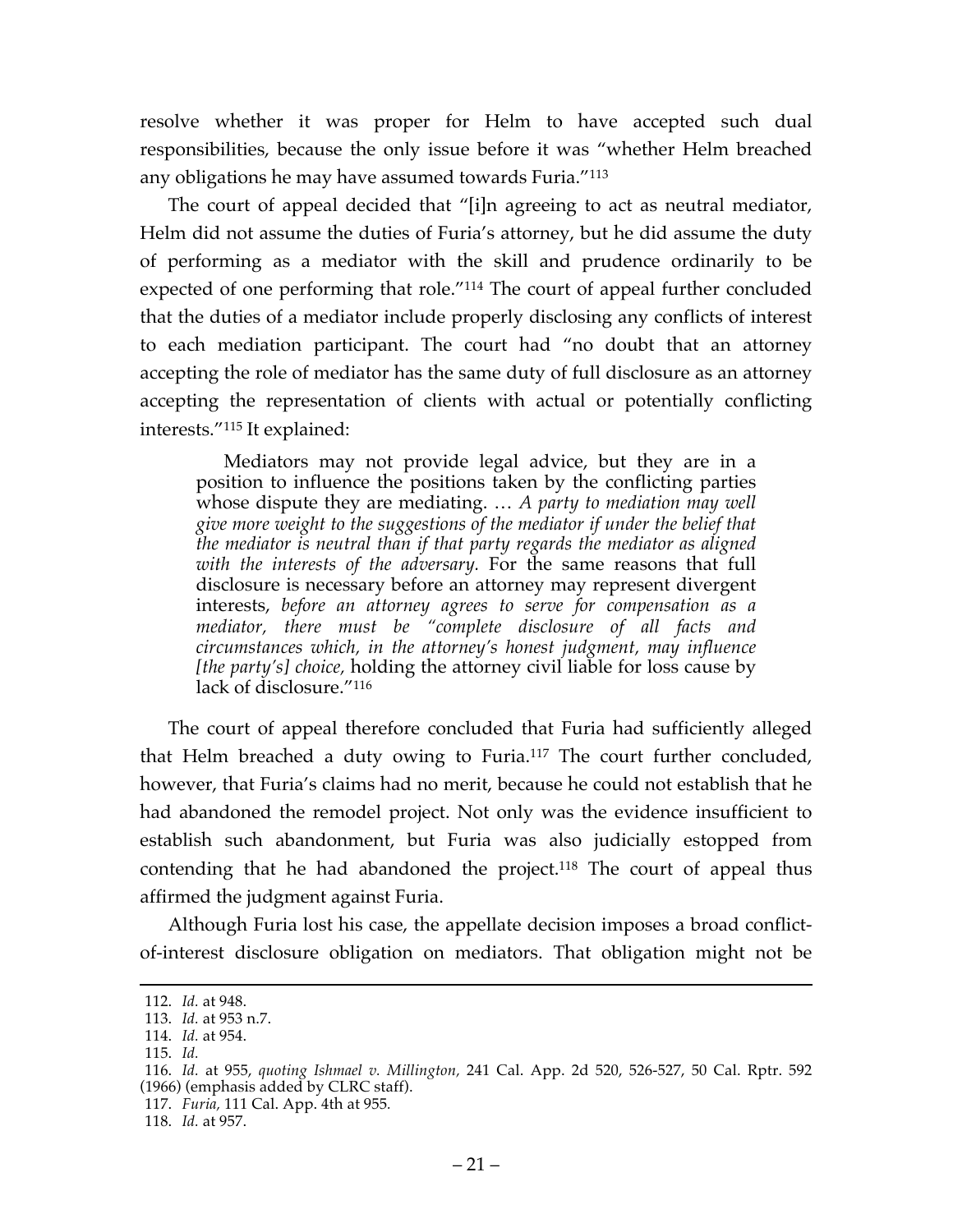resolve whether it was proper for Helm to have accepted such dual responsibilities, because the only issue before it was "whether Helm breached any obligations he may have assumed towards Furia."[113]

The court of appeal decided that "[i]n agreeing to act as neutral mediator, Helm did not assume the duties of Furia's attorney, but he did assume the duty of performing as a mediator with the skill and prudence ordinarily to be expected of one performing that role."[114] The court of appeal further concluded that the duties of a mediator include properly disclosing any conflicts of interest to each mediation participant. The court had "no doubt that an attorney accepting the role of mediator has the same duty of full disclosure as an attorney accepting the representation of clients with actual or potentially conflicting interests."[115] It explained:

> Mediators may not provide legal advice, but they are in a position to influence the positions taken by the conflicting parties whose dispute they are mediating. … *A party to mediation may well give more weight to the suggestions of the mediator if under the belief that the mediator is neutral than if that party regards the mediator as aligned with the interests of the adversary.* For the same reasons that full disclosure is necessary before an attorney may represent divergent interests, *before an attorney agrees to serve for compensation as a mediator, there must be "complete disclosure of all facts and circumstances which, in the attorney's honest judgment, may influence [the party's] choice,* holding the attorney civil liable for loss cause by lack of disclosure."[116]

The court of appeal therefore concluded that Furia had sufficiently alleged that Helm breached a duty owing to Furia.[117] The court further concluded, however, that Furia's claims had no merit, because he could not establish that he had abandoned the remodel project. Not only was the evidence insufficient to establish such abandonment, but Furia was also judicially estopped from contending that he had abandoned the project.[118] The court of appeal thus affirmed the judgment against Furia.

Although Furia lost his case, the appellate decision imposes a broad conflict-of-interest disclosure obligation on mediators. That obligation might not be

---

112. *Id.* at 948.
113. *Id.* at 953 n.7.
114. *Id.* at 954.
115. *Id.*
116. *Id.* at 955, *quoting Ishmael v. Millington,* 241 Cal. App. 2d 520, 526-527, 50 Cal. Rptr. 592 (1966) (emphasis added by CLRC staff).
117. *Furia,* 111 Cal. App. 4th at 955.
118. *Id.* at 957.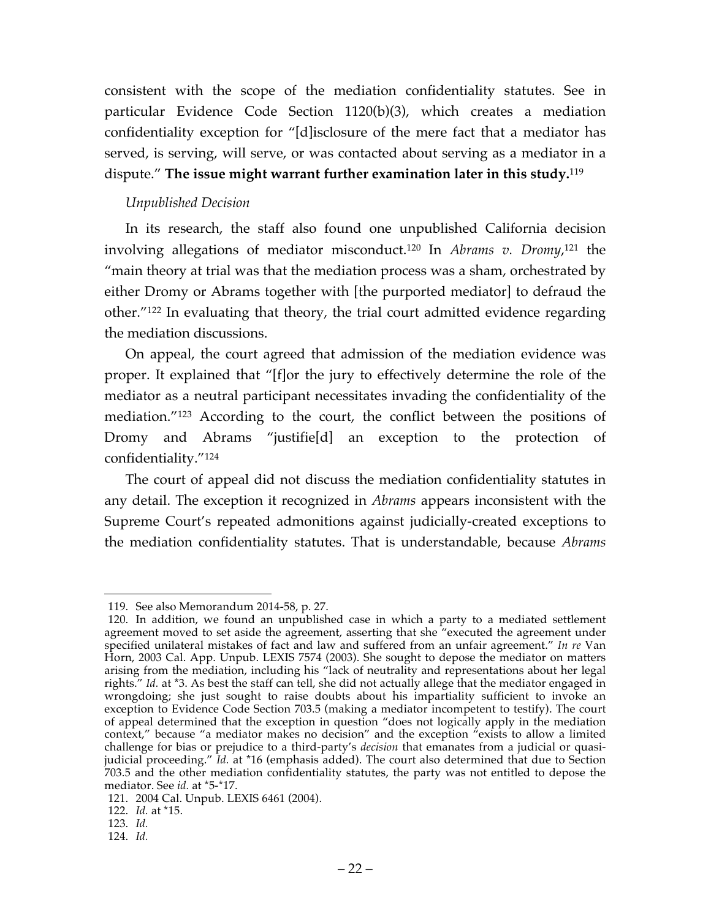consistent with the scope of the mediation confidentiality statutes. See in particular Evidence Code Section 1120(b)(3), which creates a mediation confidentiality exception for "[d]isclosure of the mere fact that a mediator has served, is serving, will serve, or was contacted about serving as a mediator in a dispute." **The issue might warrant further examination later in this study.**[119]

*Unpublished Decision*

In its research, the staff also found one unpublished California decision involving allegations of mediator misconduct.[120] In *Abrams v. Dromy*,[121] the "main theory at trial was that the mediation process was a sham, orchestrated by either Dromy or Abrams together with [the purported mediator] to defraud the other."[122] In evaluating that theory, the trial court admitted evidence regarding the mediation discussions.

On appeal, the court agreed that admission of the mediation evidence was proper. It explained that "[f]or the jury to effectively determine the role of the mediator as a neutral participant necessitates invading the confidentiality of the mediation."[123] According to the court, the conflict between the positions of Dromy and Abrams "justifie[d] an exception to the protection of confidentiality."[124]

The court of appeal did not discuss the mediation confidentiality statutes in any detail. The exception it recognized in *Abrams* appears inconsistent with the Supreme Court's repeated admonitions against judicially-created exceptions to the mediation confidentiality statutes. That is understandable, because *Abrams*

---

119. See also Memorandum 2014-58, p. 27.

120. In addition, we found an unpublished case in which a party to a mediated settlement agreement moved to set aside the agreement, asserting that she "executed the agreement under specified unilateral mistakes of fact and law and suffered from an unfair agreement." *In re* Van Horn, 2003 Cal. App. Unpub. LEXIS 7574 (2003). She sought to depose the mediator on matters arising from the mediation, including his "lack of neutrality and representations about her legal rights." *Id.* at *3. As best the staff can tell, she did not actually allege that the mediator engaged in wrongdoing; she just sought to raise doubts about his impartiality sufficient to invoke an exception to Evidence Code Section 703.5 (making a mediator incompetent to testify). The court of appeal determined that the exception in question "does not logically apply in the mediation context," because "a mediator makes no decision" and the exception "exists to allow a limited challenge for bias or prejudice to a third-party's *decision* that emanates from a judicial or quasi-judicial proceeding." *Id.* at *16 (emphasis added). The court also determined that due to Section 703.5 and the other mediation confidentiality statutes, the party was not entitled to depose the mediator. See *id.* at *5-*17.

121. 2004 Cal. Unpub. LEXIS 6461 (2004).

122. *Id.* at *15.

123. *Id.*

124. *Id.*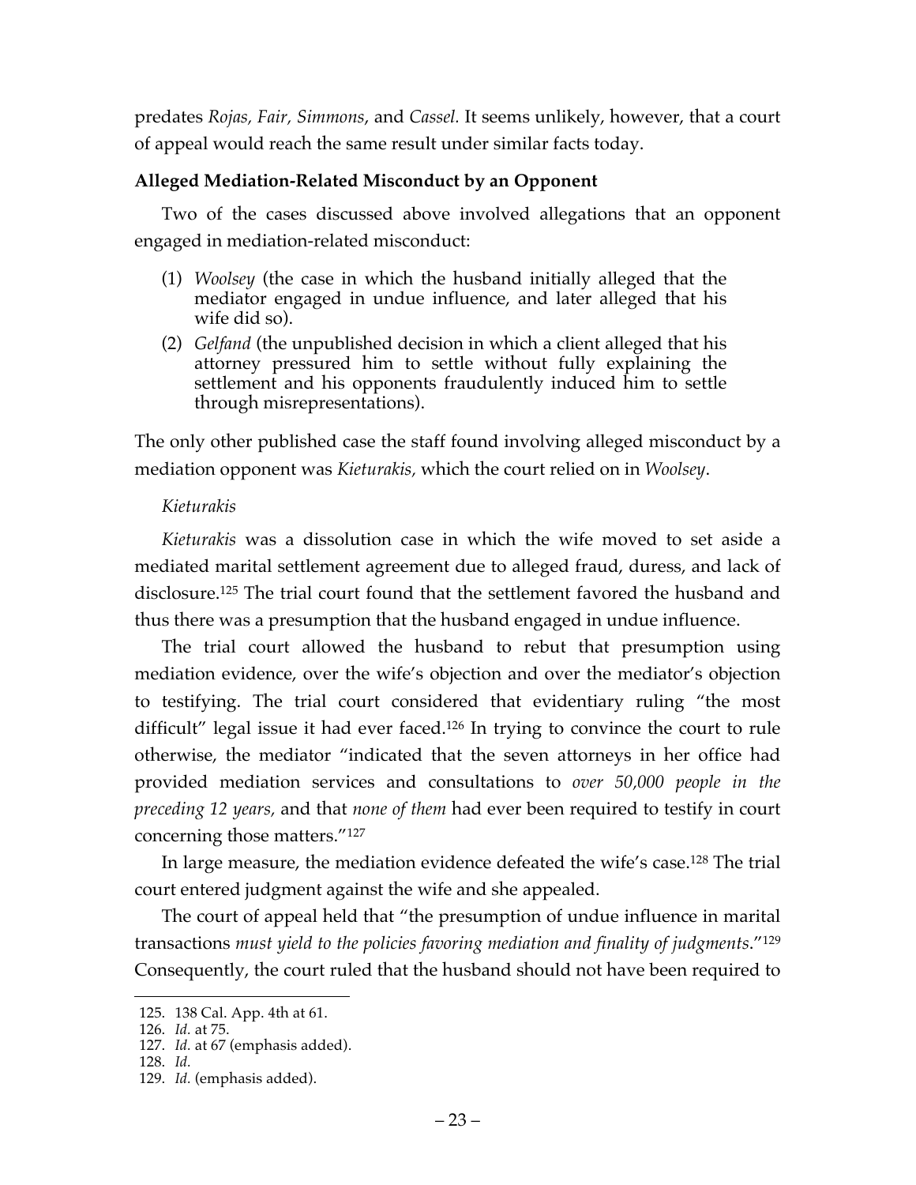predates *Rojas, Fair, Simmons*, and *Cassel.* It seems unlikely, however, that a court of appeal would reach the same result under similar facts today.

**Alleged Mediation-Related Misconduct by an Opponent**

Two of the cases discussed above involved allegations that an opponent engaged in mediation-related misconduct:

(1) *Woolsey* (the case in which the husband initially alleged that the mediator engaged in undue influence, and later alleged that his wife did so).

(2) *Gelfand* (the unpublished decision in which a client alleged that his attorney pressured him to settle without fully explaining the settlement and his opponents fraudulently induced him to settle through misrepresentations).

The only other published case the staff found involving alleged misconduct by a mediation opponent was *Kieturakis,* which the court relied on in *Woolsey*.

*Kieturakis*

*Kieturakis* was a dissolution case in which the wife moved to set aside a mediated marital settlement agreement due to alleged fraud, duress, and lack of disclosure.[125] The trial court found that the settlement favored the husband and thus there was a presumption that the husband engaged in undue influence.

The trial court allowed the husband to rebut that presumption using mediation evidence, over the wife's objection and over the mediator's objection to testifying. The trial court considered that evidentiary ruling "the most difficult" legal issue it had ever faced.[126] In trying to convince the court to rule otherwise, the mediator "indicated that the seven attorneys in her office had provided mediation services and consultations to *over 50,000 people in the preceding 12 years,* and that *none of them* had ever been required to testify in court concerning those matters."[127]

In large measure, the mediation evidence defeated the wife's case.[128] The trial court entered judgment against the wife and she appealed.

The court of appeal held that "the presumption of undue influence in marital transactions *must yield to the policies favoring mediation and finality of judgments*."[129] Consequently, the court ruled that the husband should not have been required to

125. 138 Cal. App. 4th at 61.
126. *Id.* at 75.
127. *Id.* at 67 (emphasis added).
128. *Id.*
129. *Id.* (emphasis added).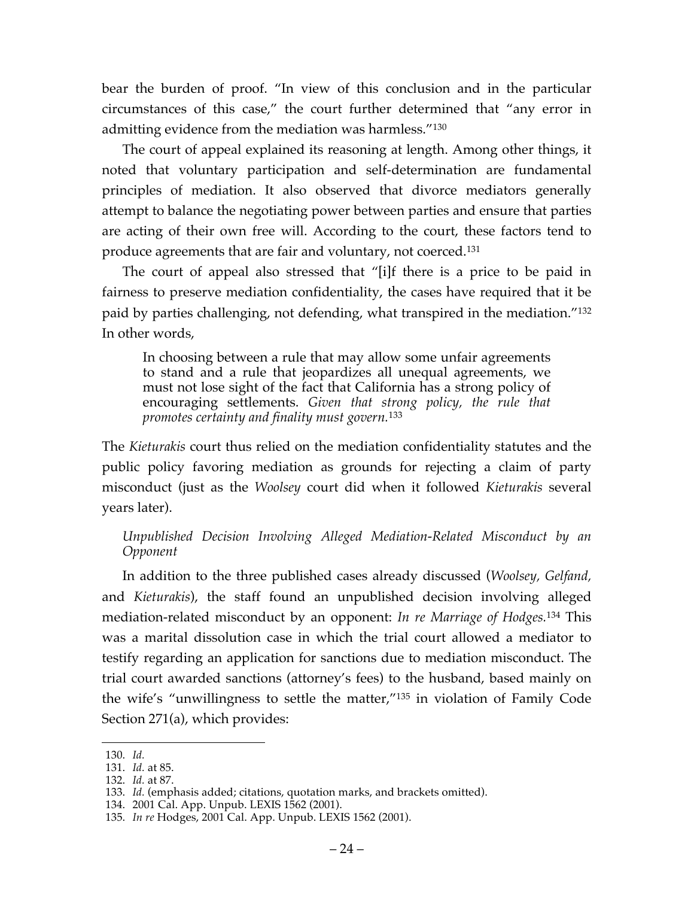bear the burden of proof. "In view of this conclusion and in the particular circumstances of this case," the court further determined that "any error in admitting evidence from the mediation was harmless."[130]

The court of appeal explained its reasoning at length. Among other things, it noted that voluntary participation and self-determination are fundamental principles of mediation. It also observed that divorce mediators generally attempt to balance the negotiating power between parties and ensure that parties are acting of their own free will. According to the court, these factors tend to produce agreements that are fair and voluntary, not coerced.[131]

The court of appeal also stressed that "[i]f there is a price to be paid in fairness to preserve mediation confidentiality, the cases have required that it be paid by parties challenging, not defending, what transpired in the mediation."[132] In other words,

> In choosing between a rule that may allow some unfair agreements to stand and a rule that jeopardizes all unequal agreements, we must not lose sight of the fact that California has a strong policy of encouraging settlements. *Given that strong policy, the rule that promotes certainty and finality must govern.*[133]

The *Kieturakis* court thus relied on the mediation confidentiality statutes and the public policy favoring mediation as grounds for rejecting a claim of party misconduct (just as the *Woolsey* court did when it followed *Kieturakis* several years later).

*Unpublished Decision Involving Alleged Mediation-Related Misconduct by an Opponent*

In addition to the three published cases already discussed (*Woolsey, Gelfand,* and *Kieturakis*), the staff found an unpublished decision involving alleged mediation-related misconduct by an opponent: *In re Marriage of Hodges.*[134] This was a marital dissolution case in which the trial court allowed a mediator to testify regarding an application for sanctions due to mediation misconduct. The trial court awarded sanctions (attorney's fees) to the husband, based mainly on the wife's "unwillingness to settle the matter,"[135] in violation of Family Code Section 271(a), which provides:

---

130. *Id.*
131. *Id.* at 85.
132. *Id.* at 87.
133. *Id.* (emphasis added; citations, quotation marks, and brackets omitted).
134. 2001 Cal. App. Unpub. LEXIS 1562 (2001).
135. *In re* Hodges, 2001 Cal. App. Unpub. LEXIS 1562 (2001).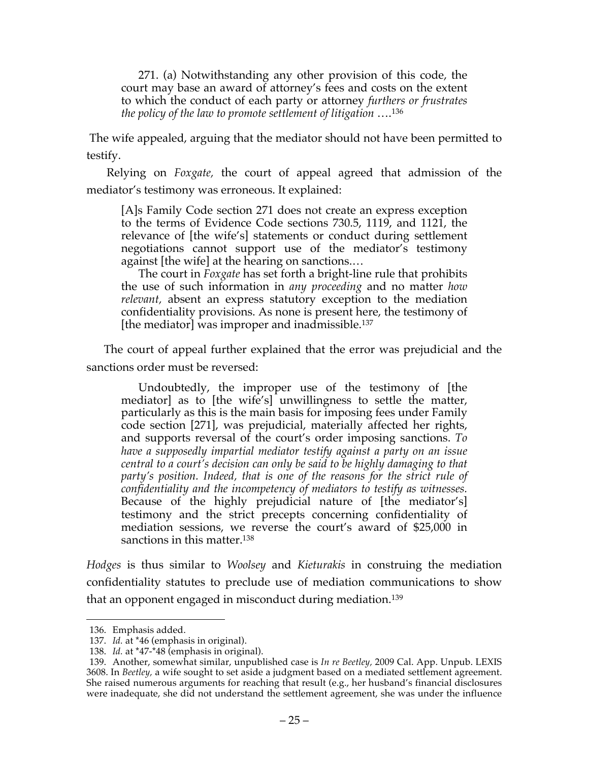> 271. (a) Notwithstanding any other provision of this code, the court may base an award of attorney's fees and costs on the extent to which the conduct of each party or attorney *furthers or frustrates the policy of the law to promote settlement of litigation* ….[136]

The wife appealed, arguing that the mediator should not have been permitted to testify.

Relying on *Foxgate,* the court of appeal agreed that admission of the mediator's testimony was erroneous. It explained:

> [A]s Family Code section 271 does not create an express exception to the terms of Evidence Code sections 730.5, 1119, and 1121, the relevance of [the wife's] statements or conduct during settlement negotiations cannot support use of the mediator's testimony against [the wife] at the hearing on sanctions.…
>
> The court in *Foxgate* has set forth a bright-line rule that prohibits the use of such information in *any proceeding* and no matter *how relevant,* absent an express statutory exception to the mediation confidentiality provisions. As none is present here, the testimony of [the mediator] was improper and inadmissible.[137]

The court of appeal further explained that the error was prejudicial and the sanctions order must be reversed:

> Undoubtedly, the improper use of the testimony of [the mediator] as to [the wife's] unwillingness to settle the matter, particularly as this is the main basis for imposing fees under Family code section [271], was prejudicial, materially affected her rights, and supports reversal of the court's order imposing sanctions. *To have a supposedly impartial mediator testify against a party on an issue central to a court's decision can only be said to be highly damaging to that party's position. Indeed, that is one of the reasons for the strict rule of confidentiality and the incompetency of mediators to testify as witnesses.* Because of the highly prejudicial nature of [the mediator's] testimony and the strict precepts concerning confidentiality of mediation sessions, we reverse the court's award of $25,000 in sanctions in this matter.[138]

*Hodges* is thus similar to *Woolsey* and *Kieturakis* in construing the mediation confidentiality statutes to preclude use of mediation communications to show that an opponent engaged in misconduct during mediation.[139]

---

136. Emphasis added.

137. *Id.* at *46 (emphasis in original).

138. *Id.* at *47-*48 (emphasis in original).

139. Another, somewhat similar, unpublished case is *In re Beetley,* 2009 Cal. App. Unpub. LEXIS 3608. In *Beetley,* a wife sought to set aside a judgment based on a mediated settlement agreement. She raised numerous arguments for reaching that result (e.g., her husband's financial disclosures were inadequate, she did not understand the settlement agreement, she was under the influence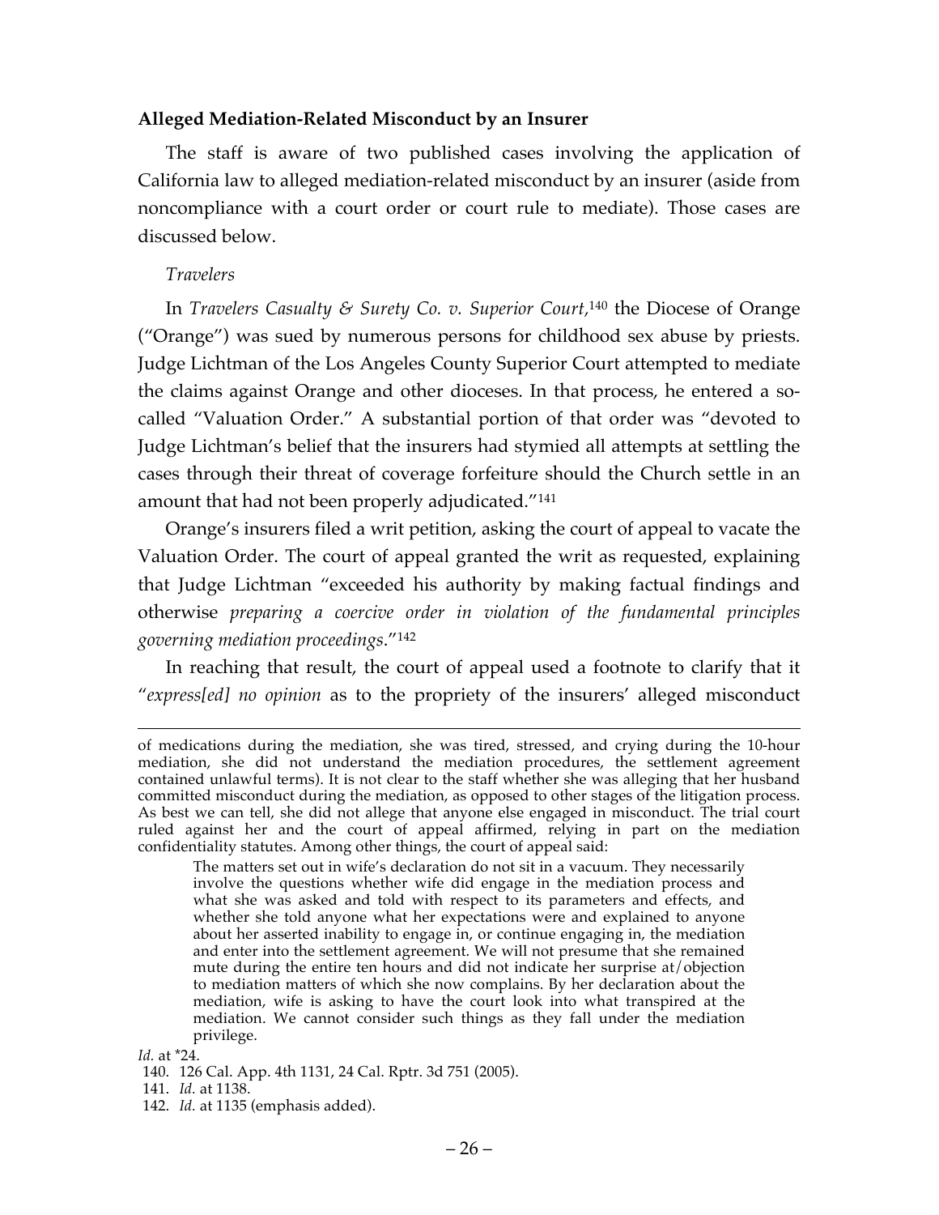### Alleged Mediation-Related Misconduct by an Insurer

The staff is aware of two published cases involving the application of California law to alleged mediation-related misconduct by an insurer (aside from noncompliance with a court order or court rule to mediate). Those cases are discussed below.

#### *Travelers*

In *Travelers Casualty & Surety Co. v. Superior Court*,[140] the Diocese of Orange ("Orange") was sued by numerous persons for childhood sex abuse by priests. Judge Lichtman of the Los Angeles County Superior Court attempted to mediate the claims against Orange and other dioceses. In that process, he entered a so-called "Valuation Order." A substantial portion of that order was "devoted to Judge Lichtman's belief that the insurers had stymied all attempts at settling the cases through their threat of coverage forfeiture should the Church settle in an amount that had not been properly adjudicated."[141]

Orange's insurers filed a writ petition, asking the court of appeal to vacate the Valuation Order. The court of appeal granted the writ as requested, explaining that Judge Lichtman "exceeded his authority by making factual findings and otherwise *preparing a coercive order in violation of the fundamental principles governing mediation proceedings*."[142]

In reaching that result, the court of appeal used a footnote to clarify that it "*express[ed] no opinion* as to the propriety of the insurers' alleged misconduct

---

of medications during the mediation, she was tired, stressed, and crying during the 10-hour mediation, she did not understand the mediation procedures, the settlement agreement contained unlawful terms). It is not clear to the staff whether she was alleging that her husband committed misconduct during the mediation, as opposed to other stages of the litigation process. As best we can tell, she did not allege that anyone else engaged in misconduct. The trial court ruled against her and the court of appeal affirmed, relying in part on the mediation confidentiality statutes. Among other things, the court of appeal said:

> The matters set out in wife's declaration do not sit in a vacuum. They necessarily involve the questions whether wife did engage in the mediation process and what she was asked and told with respect to its parameters and effects, and whether she told anyone what her expectations were and explained to anyone about her asserted inability to engage in, or continue engaging in, the mediation and enter into the settlement agreement. We will not presume that she remained mute during the entire ten hours and did not indicate her surprise at/objection to mediation matters of which she now complains. By her declaration about the mediation, wife is asking to have the court look into what transpired at the mediation. We cannot consider such things as they fall under the mediation privilege.

*Id.* at *24.

140. 126 Cal. App. 4th 1131, 24 Cal. Rptr. 3d 751 (2005).

141. *Id.* at 1138.

142. *Id.* at 1135 (emphasis added).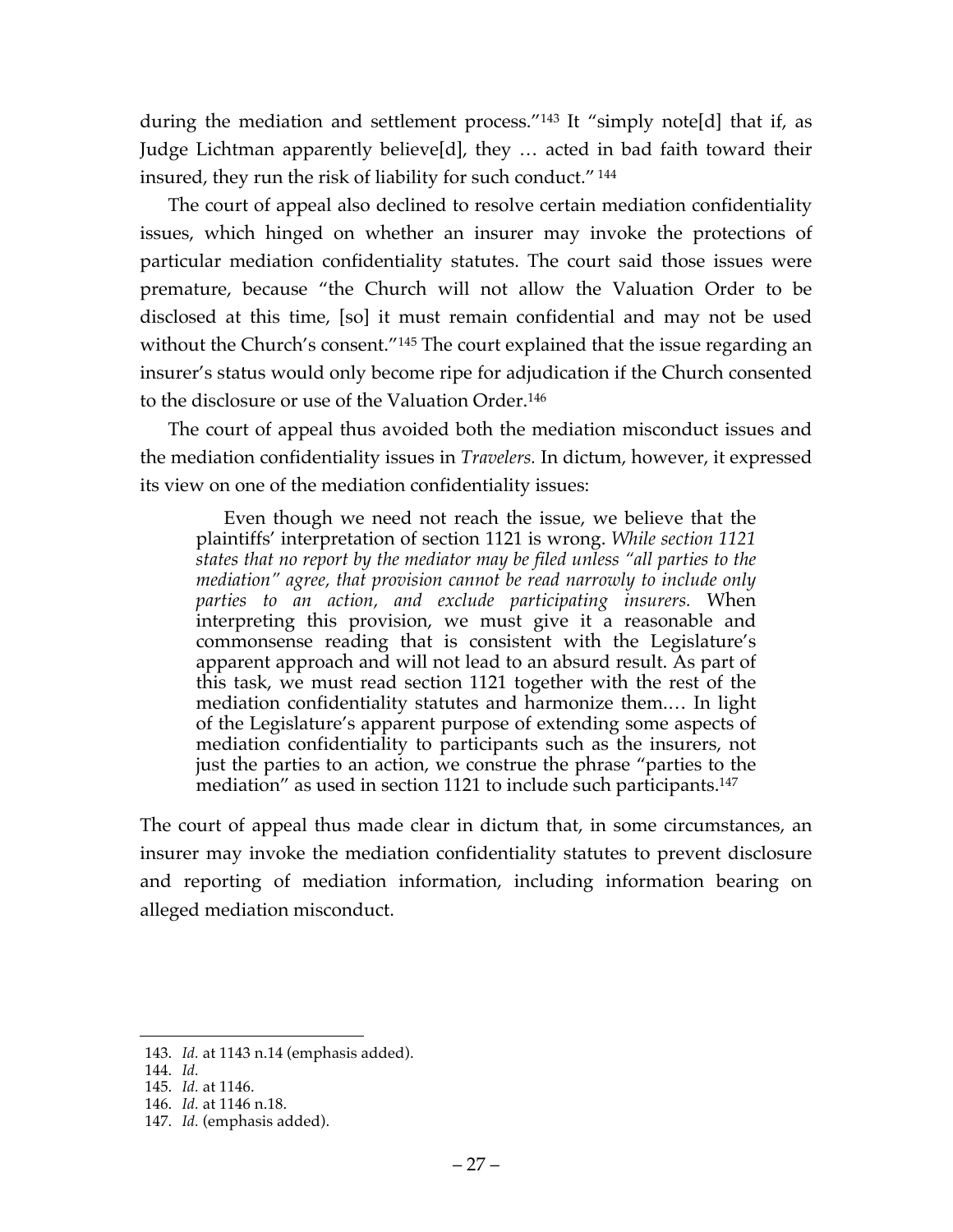during the mediation and settlement process."[143] It "simply note[d] that if, as Judge Lichtman apparently believe[d], they … acted in bad faith toward their insured, they run the risk of liability for such conduct." [144]

The court of appeal also declined to resolve certain mediation confidentiality issues, which hinged on whether an insurer may invoke the protections of particular mediation confidentiality statutes. The court said those issues were premature, because "the Church will not allow the Valuation Order to be disclosed at this time, [so] it must remain confidential and may not be used without the Church's consent."[145] The court explained that the issue regarding an insurer's status would only become ripe for adjudication if the Church consented to the disclosure or use of the Valuation Order.[146]

The court of appeal thus avoided both the mediation misconduct issues and the mediation confidentiality issues in *Travelers.* In dictum, however, it expressed its view on one of the mediation confidentiality issues:

> Even though we need not reach the issue, we believe that the plaintiffs' interpretation of section 1121 is wrong. *While section 1121 states that no report by the mediator may be filed unless "all parties to the mediation" agree, that provision cannot be read narrowly to include only parties to an action, and exclude participating insurers.* When interpreting this provision, we must give it a reasonable and commonsense reading that is consistent with the Legislature's apparent approach and will not lead to an absurd result. As part of this task, we must read section 1121 together with the rest of the mediation confidentiality statutes and harmonize them.… In light of the Legislature's apparent purpose of extending some aspects of mediation confidentiality to participants such as the insurers, not just the parties to an action, we construe the phrase "parties to the mediation" as used in section 1121 to include such participants.[147]

The court of appeal thus made clear in dictum that, in some circumstances, an insurer may invoke the mediation confidentiality statutes to prevent disclosure and reporting of mediation information, including information bearing on alleged mediation misconduct.

---

143. *Id.* at 1143 n.14 (emphasis added).
144. *Id.*
145. *Id.* at 1146.
146. *Id.* at 1146 n.18.
147. *Id.* (emphasis added).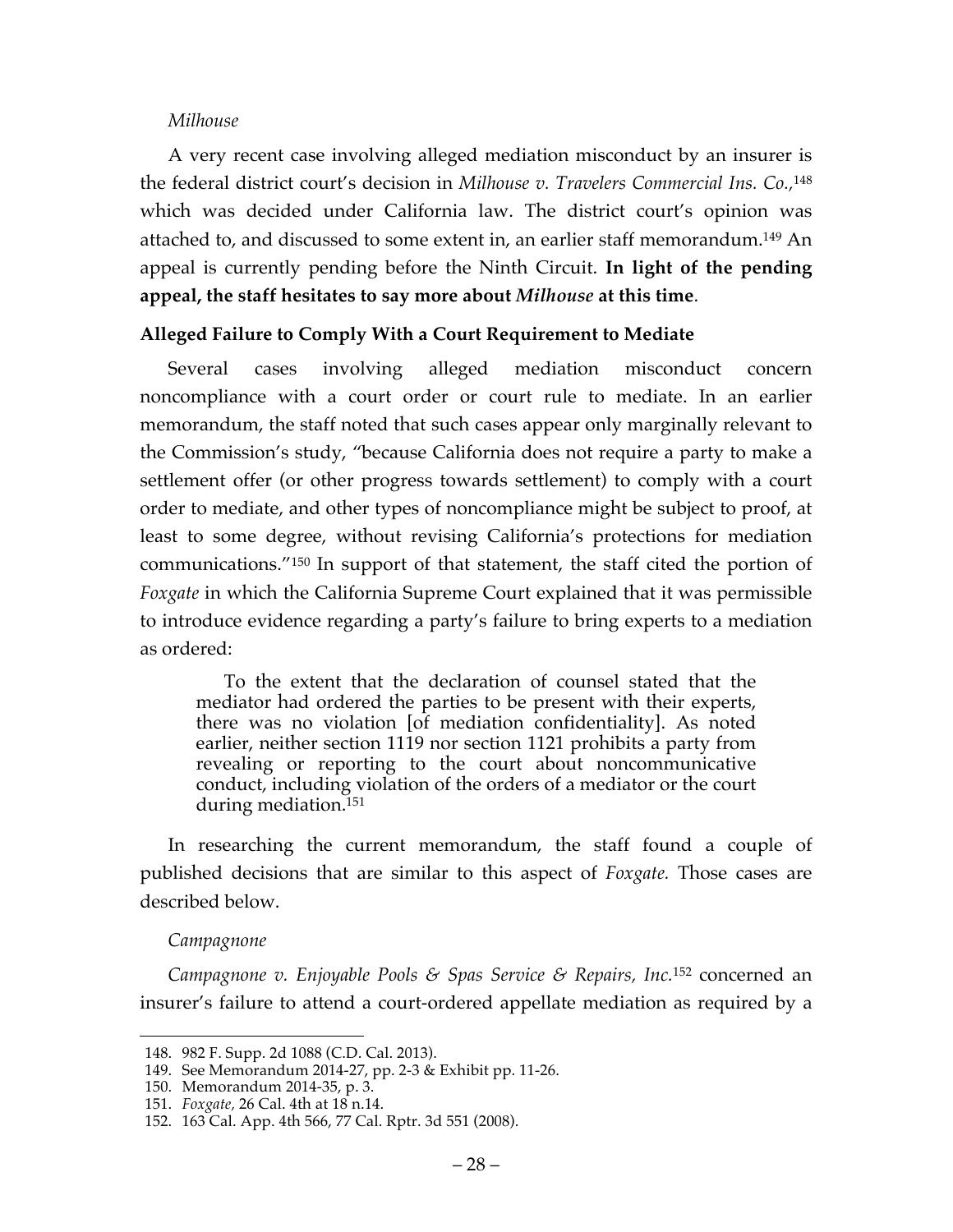*Milhouse*

A very recent case involving alleged mediation misconduct by an insurer is the federal district court's decision in *Milhouse v. Travelers Commercial Ins. Co.*,[148] which was decided under California law. The district court's opinion was attached to, and discussed to some extent in, an earlier staff memorandum.[149] An appeal is currently pending before the Ninth Circuit. **In light of the pending appeal, the staff hesitates to say more about *Milhouse* at this time**.

**Alleged Failure to Comply With a Court Requirement to Mediate**

Several cases involving alleged mediation misconduct concern noncompliance with a court order or court rule to mediate. In an earlier memorandum, the staff noted that such cases appear only marginally relevant to the Commission's study, "because California does not require a party to make a settlement offer (or other progress towards settlement) to comply with a court order to mediate, and other types of noncompliance might be subject to proof, at least to some degree, without revising California's protections for mediation communications."[150] In support of that statement, the staff cited the portion of *Foxgate* in which the California Supreme Court explained that it was permissible to introduce evidence regarding a party's failure to bring experts to a mediation as ordered:

> To the extent that the declaration of counsel stated that the mediator had ordered the parties to be present with their experts, there was no violation [of mediation confidentiality]. As noted earlier, neither section 1119 nor section 1121 prohibits a party from revealing or reporting to the court about noncommunicative conduct, including violation of the orders of a mediator or the court during mediation.[151]

In researching the current memorandum, the staff found a couple of published decisions that are similar to this aspect of *Foxgate.* Those cases are described below.

*Campagnone*

*Campagnone v. Enjoyable Pools & Spas Service & Repairs, Inc.*[152] concerned an insurer's failure to attend a court-ordered appellate mediation as required by a

---

148. 982 F. Supp. 2d 1088 (C.D. Cal. 2013).
149. See Memorandum 2014-27, pp. 2-3 & Exhibit pp. 11-26.
150. Memorandum 2014-35, p. 3.
151. *Foxgate,* 26 Cal. 4th at 18 n.14.
152. 163 Cal. App. 4th 566, 77 Cal. Rptr. 3d 551 (2008).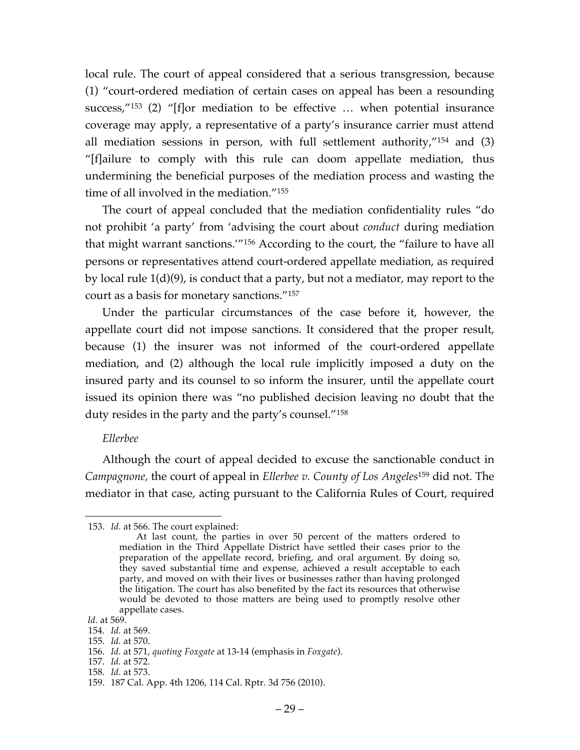local rule. The court of appeal considered that a serious transgression, because (1) "court-ordered mediation of certain cases on appeal has been a resounding success,"[153] (2) "[f]or mediation to be effective … when potential insurance coverage may apply, a representative of a party's insurance carrier must attend all mediation sessions in person, with full settlement authority,"[154] and (3) "[f]ailure to comply with this rule can doom appellate mediation, thus undermining the beneficial purposes of the mediation process and wasting the time of all involved in the mediation."[155]

The court of appeal concluded that the mediation confidentiality rules "do not prohibit 'a party' from 'advising the court about *conduct* during mediation that might warrant sanctions.'"[156] According to the court, the "failure to have all persons or representatives attend court-ordered appellate mediation, as required by local rule 1(d)(9), is conduct that a party, but not a mediator, may report to the court as a basis for monetary sanctions."[157]

Under the particular circumstances of the case before it, however, the appellate court did not impose sanctions. It considered that the proper result, because (1) the insurer was not informed of the court-ordered appellate mediation, and (2) although the local rule implicitly imposed a duty on the insured party and its counsel to so inform the insurer, until the appellate court issued its opinion there was "no published decision leaving no doubt that the duty resides in the party and the party's counsel."[158]

*Ellerbee*

Although the court of appeal decided to excuse the sanctionable conduct in *Campagnone*, the court of appeal in *Ellerbee v. County of Los Angeles*[159] did not. The mediator in that case, acting pursuant to the California Rules of Court, required

---

153. *Id.* at 566. The court explained:

> At last count, the parties in over 50 percent of the matters ordered to mediation in the Third Appellate District have settled their cases prior to the preparation of the appellate record, briefing, and oral argument. By doing so, they saved substantial time and expense, achieved a result acceptable to each party, and moved on with their lives or businesses rather than having prolonged the litigation. The court has also benefited by the fact its resources that otherwise would be devoted to those matters are being used to promptly resolve other appellate cases.

*Id.* at 569.

154. *Id.* at 569.

155. *Id.* at 570.

156. *Id.* at 571, *quoting Foxgate* at 13-14 (emphasis in *Foxgate*).

157. *Id.* at 572.

158. *Id.* at 573.

159. 187 Cal. App. 4th 1206, 114 Cal. Rptr. 3d 756 (2010).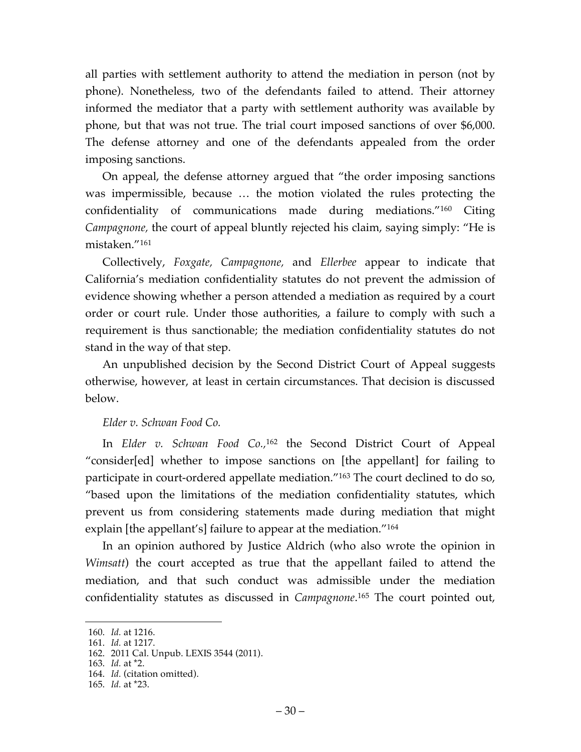all parties with settlement authority to attend the mediation in person (not by phone). Nonetheless, two of the defendants failed to attend. Their attorney informed the mediator that a party with settlement authority was available by phone, but that was not true. The trial court imposed sanctions of over $6,000. The defense attorney and one of the defendants appealed from the order imposing sanctions.

On appeal, the defense attorney argued that "the order imposing sanctions was impermissible, because … the motion violated the rules protecting the confidentiality of communications made during mediations."[160] Citing *Campagnone,* the court of appeal bluntly rejected his claim, saying simply: "He is mistaken."[161]

Collectively, *Foxgate, Campagnone,* and *Ellerbee* appear to indicate that California's mediation confidentiality statutes do not prevent the admission of evidence showing whether a person attended a mediation as required by a court order or court rule. Under those authorities, a failure to comply with such a requirement is thus sanctionable; the mediation confidentiality statutes do not stand in the way of that step.

An unpublished decision by the Second District Court of Appeal suggests otherwise, however, at least in certain circumstances. That decision is discussed below.

*Elder v. Schwan Food Co.*

In *Elder v. Schwan Food Co.*,[162] the Second District Court of Appeal "consider[ed] whether to impose sanctions on [the appellant] for failing to participate in court-ordered appellate mediation."[163] The court declined to do so, "based upon the limitations of the mediation confidentiality statutes, which prevent us from considering statements made during mediation that might explain [the appellant's] failure to appear at the mediation."[164]

In an opinion authored by Justice Aldrich (who also wrote the opinion in *Wimsatt*) the court accepted as true that the appellant failed to attend the mediation, and that such conduct was admissible under the mediation confidentiality statutes as discussed in *Campagnone*.[165] The court pointed out,

---

160. *Id.* at 1216.
161. *Id.* at 1217.
162. 2011 Cal. Unpub. LEXIS 3544 (2011).
163. *Id.* at *2.
164. *Id.* (citation omitted).
165. *Id.* at *23.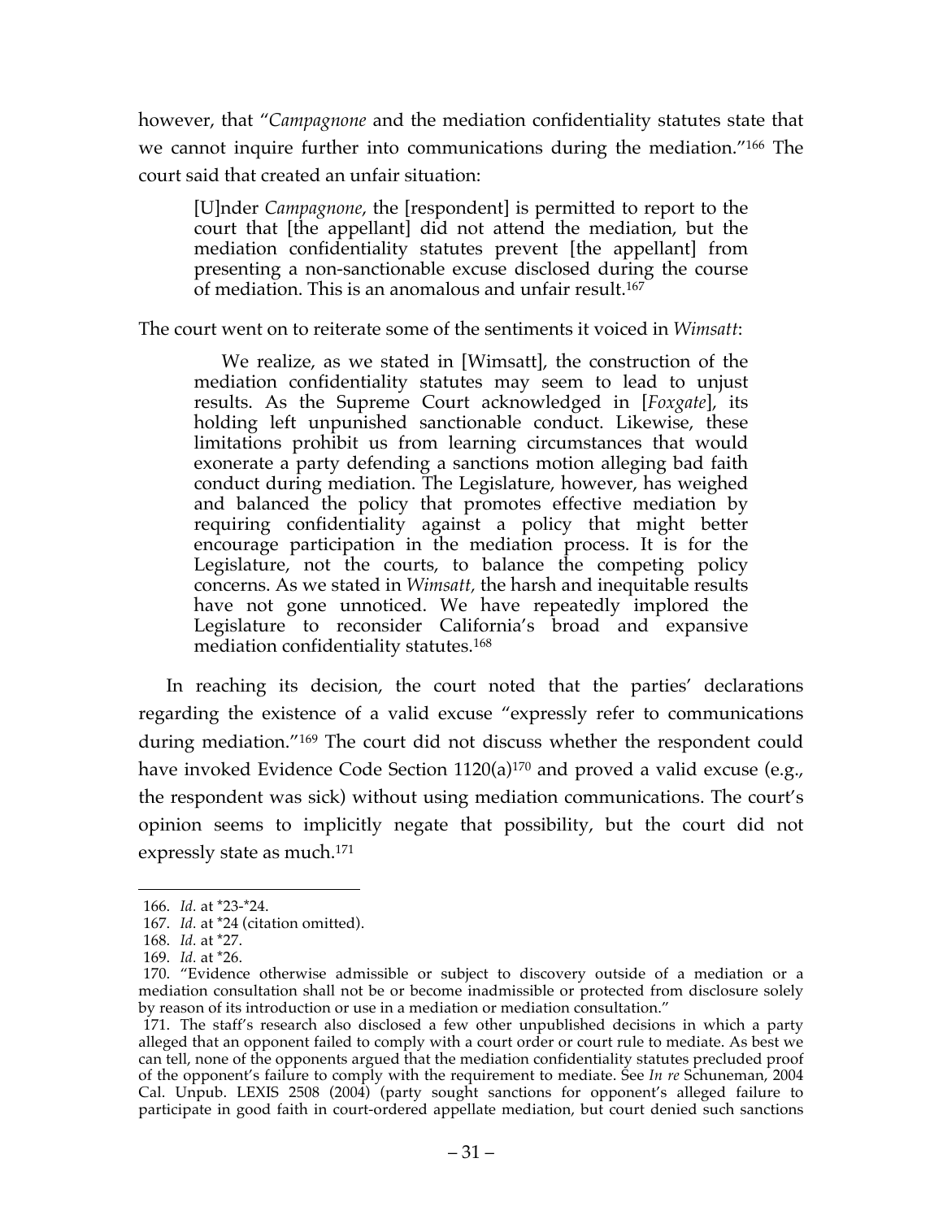however, that "*Campagnone* and the mediation confidentiality statutes state that we cannot inquire further into communications during the mediation."[166] The court said that created an unfair situation:

> [U]nder *Campagnone*, the [respondent] is permitted to report to the court that [the appellant] did not attend the mediation, but the mediation confidentiality statutes prevent [the appellant] from presenting a non-sanctionable excuse disclosed during the course of mediation. This is an anomalous and unfair result.[167]

The court went on to reiterate some of the sentiments it voiced in *Wimsatt*:

> We realize, as we stated in [Wimsatt], the construction of the mediation confidentiality statutes may seem to lead to unjust results. As the Supreme Court acknowledged in [*Foxgate*], its holding left unpunished sanctionable conduct. Likewise, these limitations prohibit us from learning circumstances that would exonerate a party defending a sanctions motion alleging bad faith conduct during mediation. The Legislature, however, has weighed and balanced the policy that promotes effective mediation by requiring confidentiality against a policy that might better encourage participation in the mediation process. It is for the Legislature, not the courts, to balance the competing policy concerns. As we stated in *Wimsatt*, the harsh and inequitable results have not gone unnoticed. We have repeatedly implored the Legislature to reconsider California's broad and expansive mediation confidentiality statutes.[168]

In reaching its decision, the court noted that the parties' declarations regarding the existence of a valid excuse "expressly refer to communications during mediation."[169] The court did not discuss whether the respondent could have invoked Evidence Code Section 1120(a)[170] and proved a valid excuse (e.g., the respondent was sick) without using mediation communications. The court's opinion seems to implicitly negate that possibility, but the court did not expressly state as much.[171]

---

166. *Id.* at *23-*24.

167. *Id.* at *24 (citation omitted).

168. *Id.* at *27.

169. *Id.* at *26.

170. "Evidence otherwise admissible or subject to discovery outside of a mediation or a mediation consultation shall not be or become inadmissible or protected from disclosure solely by reason of its introduction or use in a mediation or mediation consultation."

171. The staff's research also disclosed a few other unpublished decisions in which a party alleged that an opponent failed to comply with a court order or court rule to mediate. As best we can tell, none of the opponents argued that the mediation confidentiality statutes precluded proof of the opponent's failure to comply with the requirement to mediate. See *In re* Schuneman, 2004 Cal. Unpub. LEXIS 2508 (2004) (party sought sanctions for opponent's alleged failure to participate in good faith in court-ordered appellate mediation, but court denied such sanctions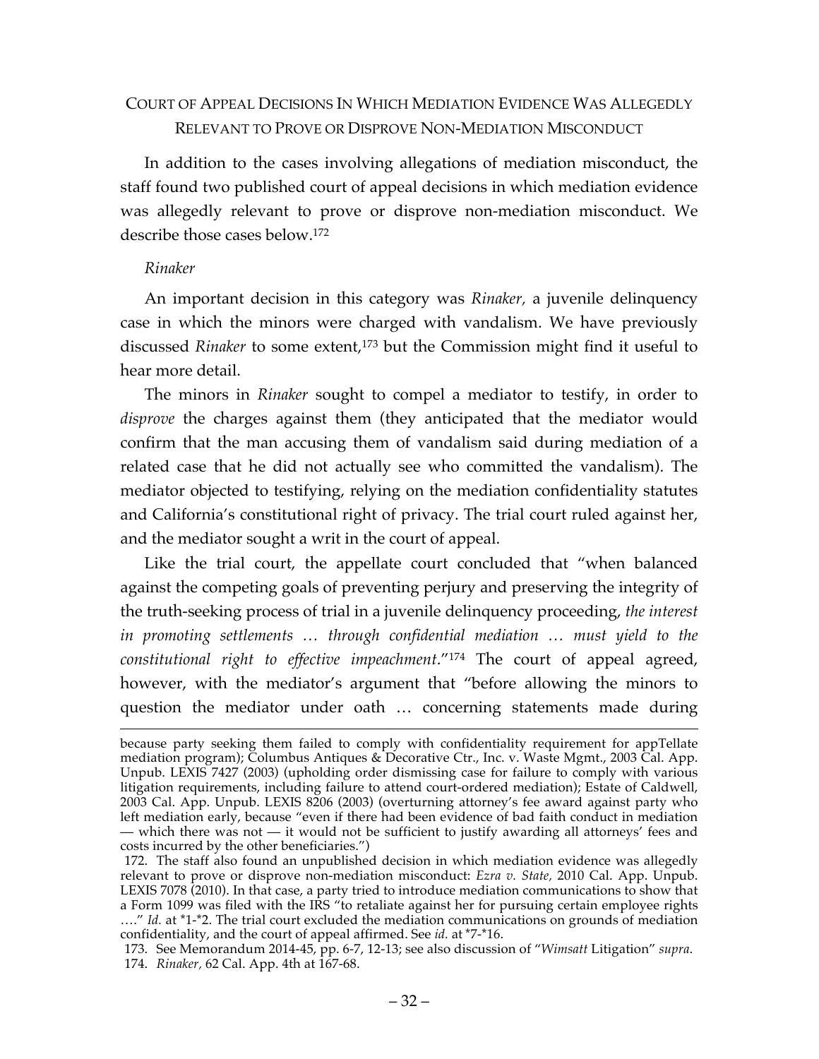COURT OF APPEAL DECISIONS IN WHICH MEDIATION EVIDENCE WAS ALLEGEDLY RELEVANT TO PROVE OR DISPROVE NON-MEDIATION MISCONDUCT

In addition to the cases involving allegations of mediation misconduct, the staff found two published court of appeal decisions in which mediation evidence was allegedly relevant to prove or disprove non-mediation misconduct. We describe those cases below.[172]

*Rinaker*

An important decision in this category was *Rinaker,* a juvenile delinquency case in which the minors were charged with vandalism. We have previously discussed *Rinaker* to some extent,[173] but the Commission might find it useful to hear more detail.

The minors in *Rinaker* sought to compel a mediator to testify, in order to *disprove* the charges against them (they anticipated that the mediator would confirm that the man accusing them of vandalism said during mediation of a related case that he did not actually see who committed the vandalism). The mediator objected to testifying, relying on the mediation confidentiality statutes and California's constitutional right of privacy. The trial court ruled against her, and the mediator sought a writ in the court of appeal.

Like the trial court, the appellate court concluded that "when balanced against the competing goals of preventing perjury and preserving the integrity of the truth-seeking process of trial in a juvenile delinquency proceeding, *the interest in promoting settlements … through confidential mediation … must yield to the constitutional right to effective impeachment*."[174] The court of appeal agreed, however, with the mediator's argument that "before allowing the minors to question the mediator under oath … concerning statements made during

---

because party seeking them failed to comply with confidentiality requirement for appTellate mediation program); Columbus Antiques & Decorative Ctr., Inc. v. Waste Mgmt., 2003 Cal. App. Unpub. LEXIS 7427 (2003) (upholding order dismissing case for failure to comply with various litigation requirements, including failure to attend court-ordered mediation); Estate of Caldwell, 2003 Cal. App. Unpub. LEXIS 8206 (2003) (overturning attorney's fee award against party who left mediation early, because "even if there had been evidence of bad faith conduct in mediation — which there was not — it would not be sufficient to justify awarding all attorneys' fees and costs incurred by the other beneficiaries.")

172. The staff also found an unpublished decision in which mediation evidence was allegedly relevant to prove or disprove non-mediation misconduct: *Ezra v. State,* 2010 Cal. App. Unpub. LEXIS 7078 (2010). In that case, a party tried to introduce mediation communications to show that a Form 1099 was filed with the IRS "to retaliate against her for pursuing certain employee rights …." *Id.* at *1-*2. The trial court excluded the mediation communications on grounds of mediation confidentiality, and the court of appeal affirmed. See *id.* at *7-*16.

173. See Memorandum 2014-45, pp. 6-7, 12-13; see also discussion of "*Wimsatt* Litigation" *supra.*

174. *Rinaker,* 62 Cal. App. 4th at 167-68.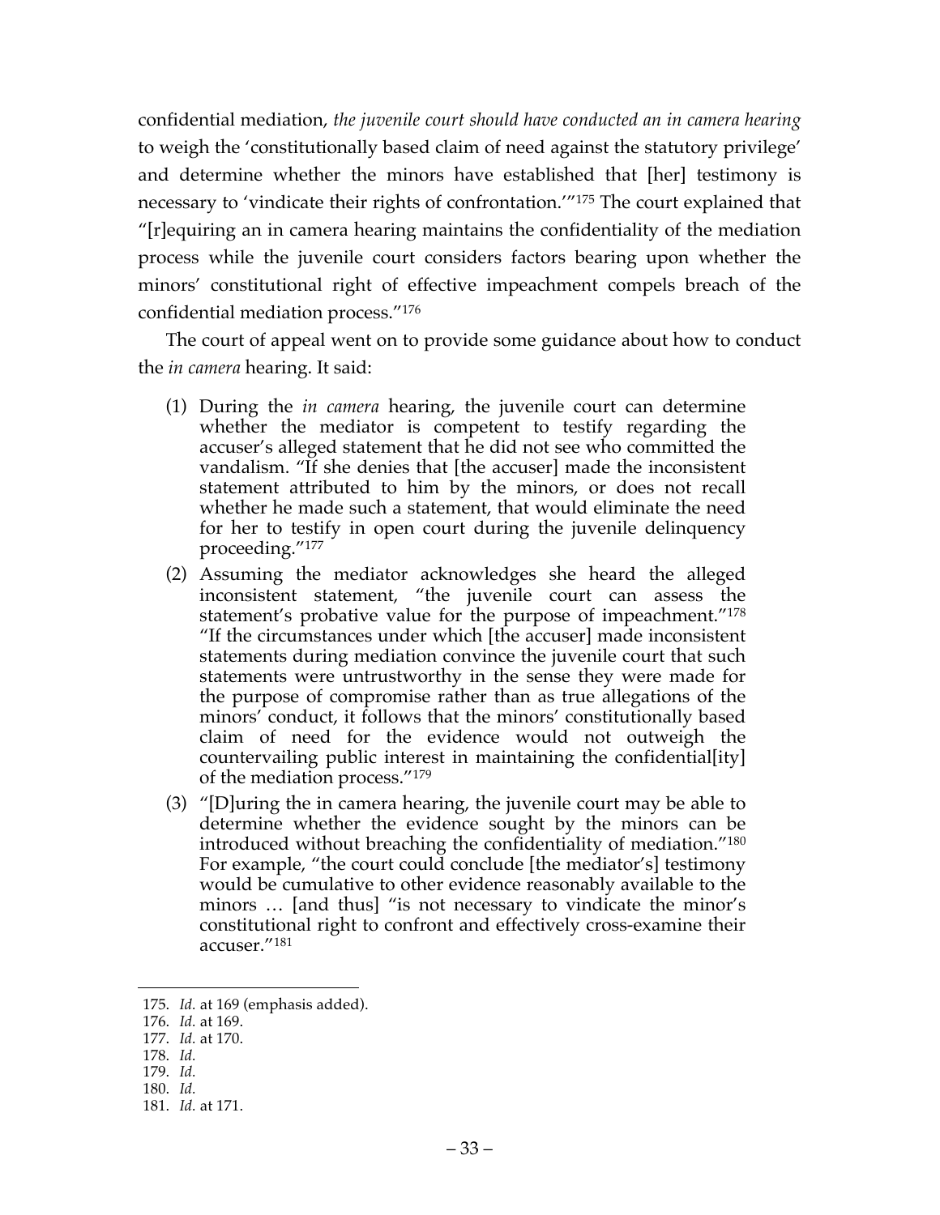confidential mediation, *the juvenile court should have conducted an in camera hearing* to weigh the 'constitutionally based claim of need against the statutory privilege' and determine whether the minors have established that [her] testimony is necessary to 'vindicate their rights of confrontation.'"[175] The court explained that "[r]equiring an in camera hearing maintains the confidentiality of the mediation process while the juvenile court considers factors bearing upon whether the minors' constitutional right of effective impeachment compels breach of the confidential mediation process."[176]

The court of appeal went on to provide some guidance about how to conduct the *in camera* hearing. It said:

> (1) During the *in camera* hearing, the juvenile court can determine whether the mediator is competent to testify regarding the accuser's alleged statement that he did not see who committed the vandalism. "If she denies that [the accuser] made the inconsistent statement attributed to him by the minors, or does not recall whether he made such a statement, that would eliminate the need for her to testify in open court during the juvenile delinquency proceeding."[177]
>
> (2) Assuming the mediator acknowledges she heard the alleged inconsistent statement, "the juvenile court can assess the statement's probative value for the purpose of impeachment."[178] "If the circumstances under which [the accuser] made inconsistent statements during mediation convince the juvenile court that such statements were untrustworthy in the sense they were made for the purpose of compromise rather than as true allegations of the minors' conduct, it follows that the minors' constitutionally based claim of need for the evidence would not outweigh the countervailing public interest in maintaining the confidential[ity] of the mediation process."[179]
>
> (3) "[D]uring the in camera hearing, the juvenile court may be able to determine whether the evidence sought by the minors can be introduced without breaching the confidentiality of mediation."[180] For example, "the court could conclude [the mediator's] testimony would be cumulative to other evidence reasonably available to the minors … [and thus] "is not necessary to vindicate the minor's constitutional right to confront and effectively cross-examine their accuser."[181]

---

175. *Id.* at 169 (emphasis added).
176. *Id.* at 169.
177. *Id.* at 170.
178. *Id.*
179. *Id.*
180. *Id.*
181. *Id.* at 171.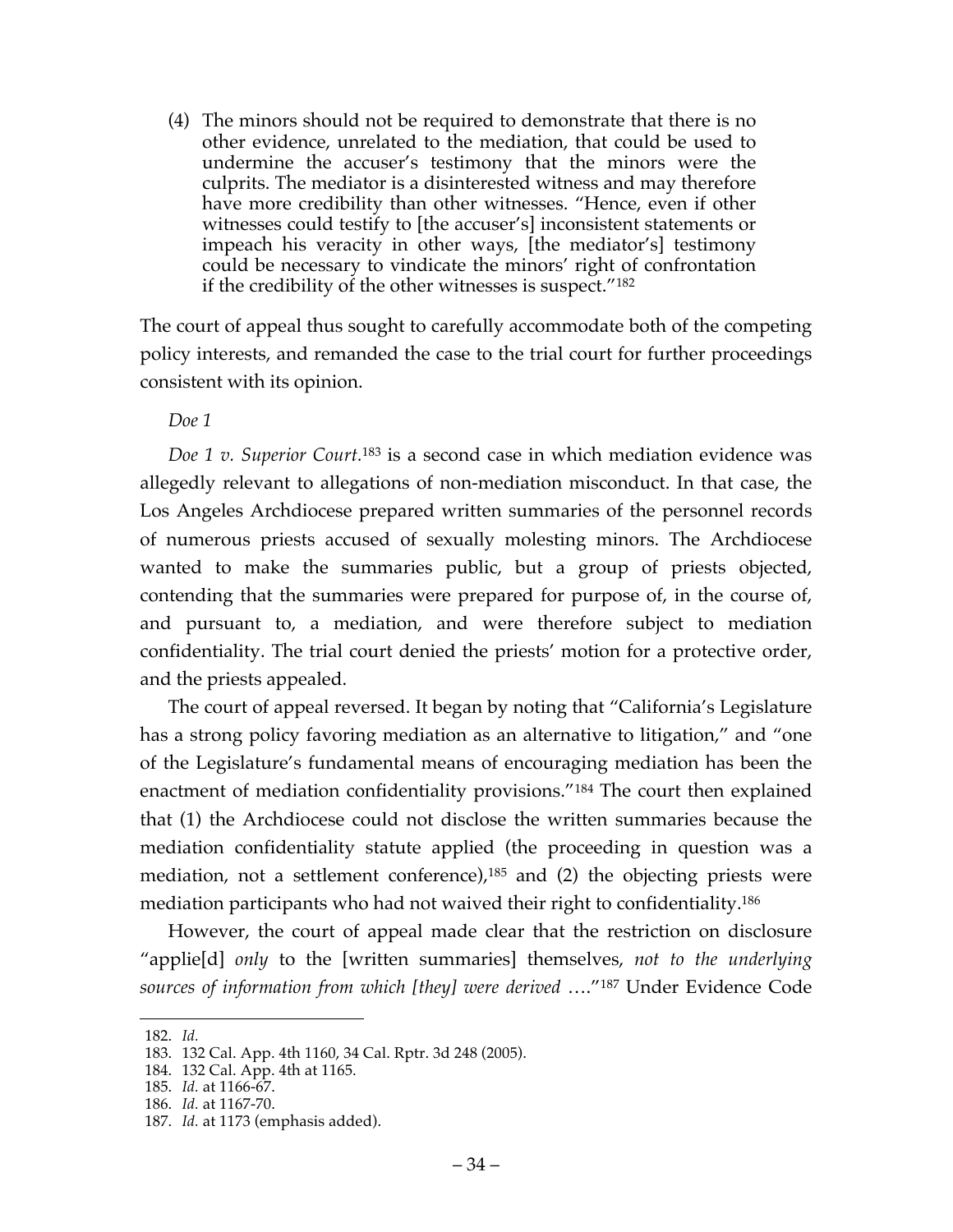(4) The minors should not be required to demonstrate that there is no other evidence, unrelated to the mediation, that could be used to undermine the accuser's testimony that the minors were the culprits. The mediator is a disinterested witness and may therefore have more credibility than other witnesses. "Hence, even if other witnesses could testify to [the accuser's] inconsistent statements or impeach his veracity in other ways, [the mediator's] testimony could be necessary to vindicate the minors' right of confrontation if the credibility of the other witnesses is suspect."[182]

The court of appeal thus sought to carefully accommodate both of the competing policy interests, and remanded the case to the trial court for further proceedings consistent with its opinion.

*Doe 1*

*Doe 1 v. Superior Court.*[183] is a second case in which mediation evidence was allegedly relevant to allegations of non-mediation misconduct. In that case, the Los Angeles Archdiocese prepared written summaries of the personnel records of numerous priests accused of sexually molesting minors. The Archdiocese wanted to make the summaries public, but a group of priests objected, contending that the summaries were prepared for purpose of, in the course of, and pursuant to, a mediation, and were therefore subject to mediation confidentiality. The trial court denied the priests' motion for a protective order, and the priests appealed.

The court of appeal reversed. It began by noting that "California's Legislature has a strong policy favoring mediation as an alternative to litigation," and "one of the Legislature's fundamental means of encouraging mediation has been the enactment of mediation confidentiality provisions."[184] The court then explained that (1) the Archdiocese could not disclose the written summaries because the mediation confidentiality statute applied (the proceeding in question was a mediation, not a settlement conference),[185] and (2) the objecting priests were mediation participants who had not waived their right to confidentiality.[186]

However, the court of appeal made clear that the restriction on disclosure "applie[d] *only* to the [written summaries] themselves, *not to the underlying sources of information from which [they] were derived* …."[187] Under Evidence Code

---

182. *Id.*

183. 132 Cal. App. 4th 1160, 34 Cal. Rptr. 3d 248 (2005).

184. 132 Cal. App. 4th at 1165.

185. *Id.* at 1166-67.

186. *Id.* at 1167-70.

187. *Id.* at 1173 (emphasis added).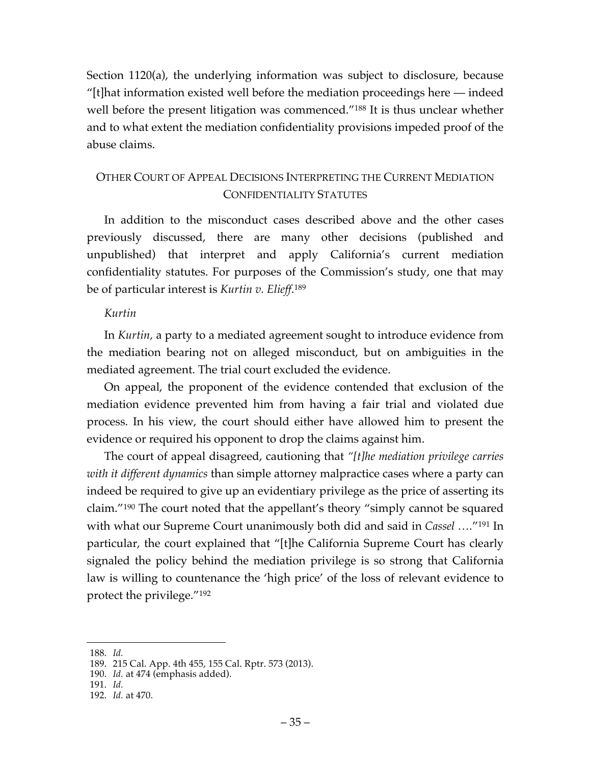Section 1120(a), the underlying information was subject to disclosure, because "[t]hat information existed well before the mediation proceedings here — indeed well before the present litigation was commenced."[188] It is thus unclear whether and to what extent the mediation confidentiality provisions impeded proof of the abuse claims.

## OTHER COURT OF APPEAL DECISIONS INTERPRETING THE CURRENT MEDIATION CONFIDENTIALITY STATUTES

In addition to the misconduct cases described above and the other cases previously discussed, there are many other decisions (published and unpublished) that interpret and apply California's current mediation confidentiality statutes. For purposes of the Commission's study, one that may be of particular interest is *Kurtin v. Elieff*.[189]

### *Kurtin*

In *Kurtin*, a party to a mediated agreement sought to introduce evidence from the mediation bearing not on alleged misconduct, but on ambiguities in the mediated agreement. The trial court excluded the evidence.

On appeal, the proponent of the evidence contended that exclusion of the mediation evidence prevented him from having a fair trial and violated due process. In his view, the court should either have allowed him to present the evidence or required his opponent to drop the claims against him.

The court of appeal disagreed, cautioning that *"[t]he mediation privilege carries with it different dynamics* than simple attorney malpractice cases where a party can indeed be required to give up an evidentiary privilege as the price of asserting its claim."[190] The court noted that the appellant's theory "simply cannot be squared with what our Supreme Court unanimously both did and said in *Cassel* …."[191] In particular, the court explained that "[t]he California Supreme Court has clearly signaled the policy behind the mediation privilege is so strong that California law is willing to countenance the 'high price' of the loss of relevant evidence to protect the privilege."[192]

---

188. *Id.*
189. 215 Cal. App. 4th 455, 155 Cal. Rptr. 573 (2013).
190. *Id.* at 474 (emphasis added).
191. *Id.*
192. *Id.* at 470.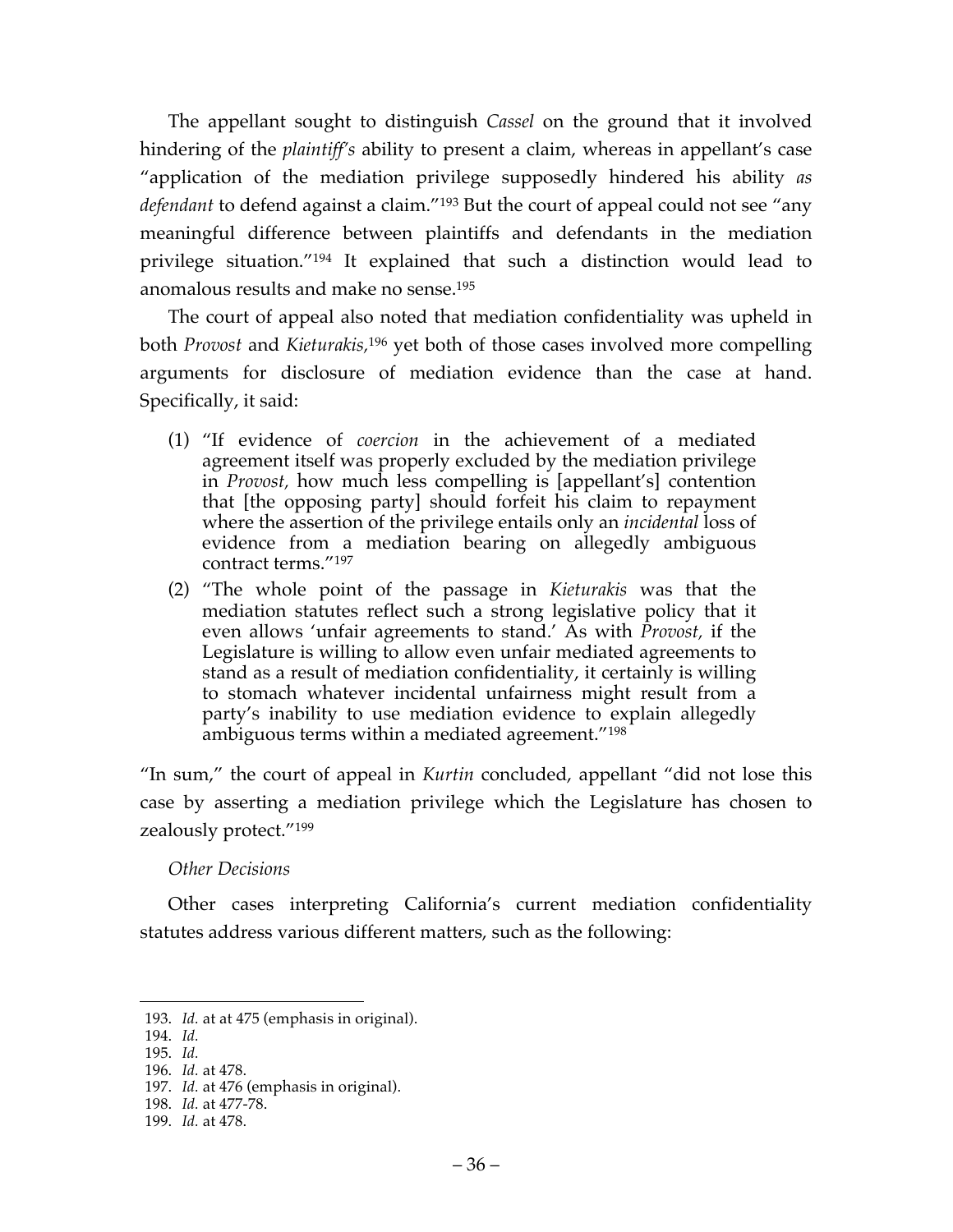The appellant sought to distinguish *Cassel* on the ground that it involved hindering of the *plaintiff's* ability to present a claim, whereas in appellant's case "application of the mediation privilege supposedly hindered his ability *as defendant* to defend against a claim."[193] But the court of appeal could not see "any meaningful difference between plaintiffs and defendants in the mediation privilege situation."[194] It explained that such a distinction would lead to anomalous results and make no sense.[195]

The court of appeal also noted that mediation confidentiality was upheld in both *Provost* and *Kieturakis*,[196] yet both of those cases involved more compelling arguments for disclosure of mediation evidence than the case at hand. Specifically, it said:

> (1) "If evidence of *coercion* in the achievement of a mediated agreement itself was properly excluded by the mediation privilege in *Provost,* how much less compelling is [appellant's] contention that [the opposing party] should forfeit his claim to repayment where the assertion of the privilege entails only an *incidental* loss of evidence from a mediation bearing on allegedly ambiguous contract terms."[197]
>
> (2) "The whole point of the passage in *Kieturakis* was that the mediation statutes reflect such a strong legislative policy that it even allows 'unfair agreements to stand.' As with *Provost,* if the Legislature is willing to allow even unfair mediated agreements to stand as a result of mediation confidentiality, it certainly is willing to stomach whatever incidental unfairness might result from a party's inability to use mediation evidence to explain allegedly ambiguous terms within a mediated agreement."[198]

"In sum," the court of appeal in *Kurtin* concluded, appellant "did not lose this case by asserting a mediation privilege which the Legislature has chosen to zealously protect."[199]

*Other Decisions*

Other cases interpreting California's current mediation confidentiality statutes address various different matters, such as the following:

---

193. *Id.* at at 475 (emphasis in original).
194. *Id.*
195. *Id.*
196. *Id.* at 478.
197. *Id.* at 476 (emphasis in original).
198. *Id.* at 477-78.
199. *Id.* at 478.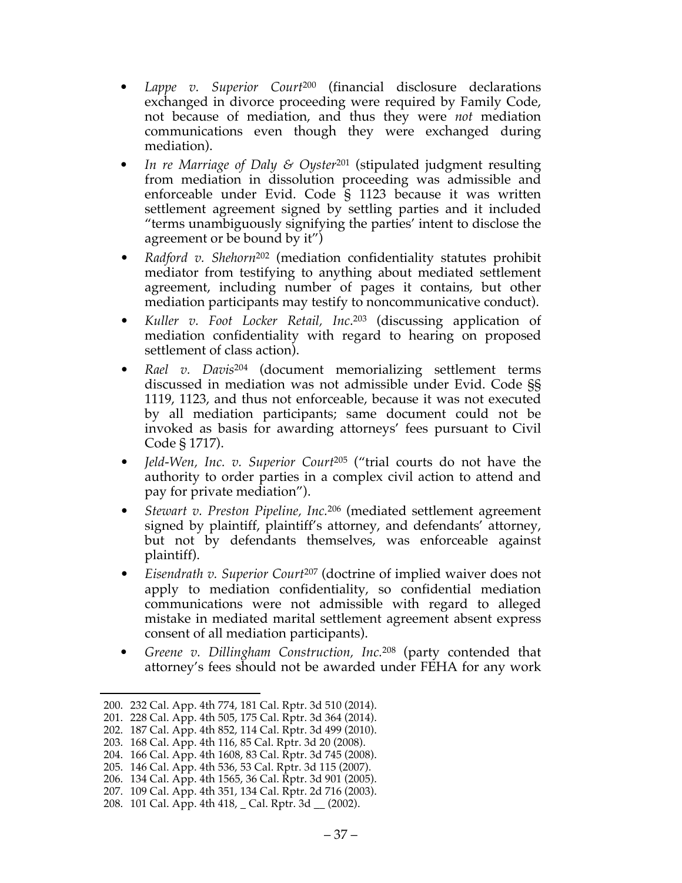- *Lappe v. Superior Court*[200] (financial disclosure declarations exchanged in divorce proceeding were required by Family Code, not because of mediation, and thus they were *not* mediation communications even though they were exchanged during mediation).
- *In re Marriage of Daly & Oyster*[201] (stipulated judgment resulting from mediation in dissolution proceeding was admissible and enforceable under Evid. Code § 1123 because it was written settlement agreement signed by settling parties and it included "terms unambiguously signifying the parties' intent to disclose the agreement or be bound by it")
- *Radford v. Shehorn*[202] (mediation confidentiality statutes prohibit mediator from testifying to anything about mediated settlement agreement, including number of pages it contains, but other mediation participants may testify to noncommunicative conduct).
- *Kuller v. Foot Locker Retail, Inc.*[203] (discussing application of mediation confidentiality with regard to hearing on proposed settlement of class action).
- *Rael v. Davis*[204] (document memorializing settlement terms discussed in mediation was not admissible under Evid. Code §§ 1119, 1123, and thus not enforceable, because it was not executed by all mediation participants; same document could not be invoked as basis for awarding attorneys' fees pursuant to Civil Code § 1717).
- *Jeld-Wen, Inc. v. Superior Court*[205] ("trial courts do not have the authority to order parties in a complex civil action to attend and pay for private mediation").
- *Stewart v. Preston Pipeline, Inc.*[206] (mediated settlement agreement signed by plaintiff, plaintiff's attorney, and defendants' attorney, but not by defendants themselves, was enforceable against plaintiff).
- *Eisendrath v. Superior Court*[207] (doctrine of implied waiver does not apply to mediation confidentiality, so confidential mediation communications were not admissible with regard to alleged mistake in mediated marital settlement agreement absent express consent of all mediation participants).
- *Greene v. Dillingham Construction, Inc.*[208] (party contended that attorney's fees should not be awarded under FEHA for any work

---

200. 232 Cal. App. 4th 774, 181 Cal. Rptr. 3d 510 (2014).
201. 228 Cal. App. 4th 505, 175 Cal. Rptr. 3d 364 (2014).
202. 187 Cal. App. 4th 852, 114 Cal. Rptr. 3d 499 (2010).
203. 168 Cal. App. 4th 116, 85 Cal. Rptr. 3d 20 (2008).
204. 166 Cal. App. 4th 1608, 83 Cal. Rptr. 3d 745 (2008).
205. 146 Cal. App. 4th 536, 53 Cal. Rptr. 3d 115 (2007).
206. 134 Cal. App. 4th 1565, 36 Cal. Rptr. 3d 901 (2005).
207. 109 Cal. App. 4th 351, 134 Cal. Rptr. 2d 716 (2003).
208. 101 Cal. App. 4th 418, _ Cal. Rptr. 3d __ (2002).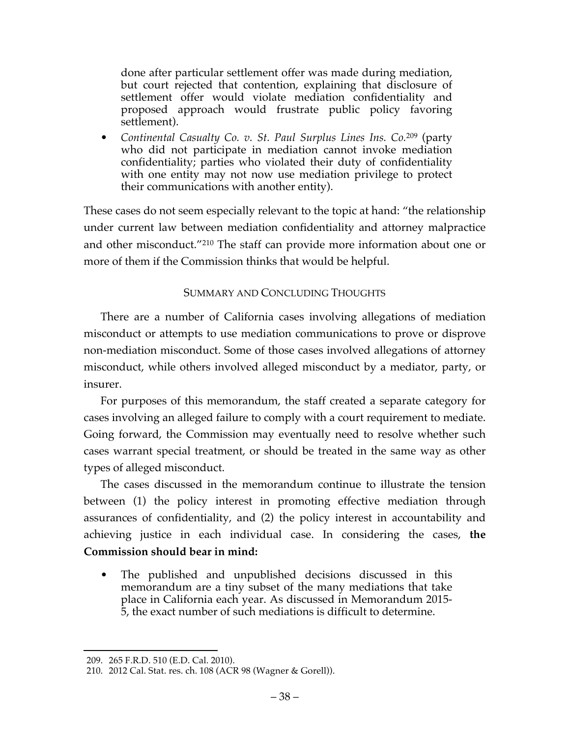done after particular settlement offer was made during mediation, but court rejected that contention, explaining that disclosure of settlement offer would violate mediation confidentiality and proposed approach would frustrate public policy favoring settlement).

- *Continental Casualty Co. v. St. Paul Surplus Lines Ins. Co.*[209] (party who did not participate in mediation cannot invoke mediation confidentiality; parties who violated their duty of confidentiality with one entity may not now use mediation privilege to protect their communications with another entity).

These cases do not seem especially relevant to the topic at hand: "the relationship under current law between mediation confidentiality and attorney malpractice and other misconduct."[210] The staff can provide more information about one or more of them if the Commission thinks that would be helpful.

## SUMMARY AND CONCLUDING THOUGHTS

There are a number of California cases involving allegations of mediation misconduct or attempts to use mediation communications to prove or disprove non-mediation misconduct. Some of those cases involved allegations of attorney misconduct, while others involved alleged misconduct by a mediator, party, or insurer.

For purposes of this memorandum, the staff created a separate category for cases involving an alleged failure to comply with a court requirement to mediate. Going forward, the Commission may eventually need to resolve whether such cases warrant special treatment, or should be treated in the same way as other types of alleged misconduct.

The cases discussed in the memorandum continue to illustrate the tension between (1) the policy interest in promoting effective mediation through assurances of confidentiality, and (2) the policy interest in accountability and achieving justice in each individual case. In considering the cases, **the Commission should bear in mind:**

- The published and unpublished decisions discussed in this memorandum are a tiny subset of the many mediations that take place in California each year. As discussed in Memorandum 2015-5, the exact number of such mediations is difficult to determine.

---

209. 265 F.R.D. 510 (E.D. Cal. 2010).

210. 2012 Cal. Stat. res. ch. 108 (ACR 98 (Wagner & Gorell)).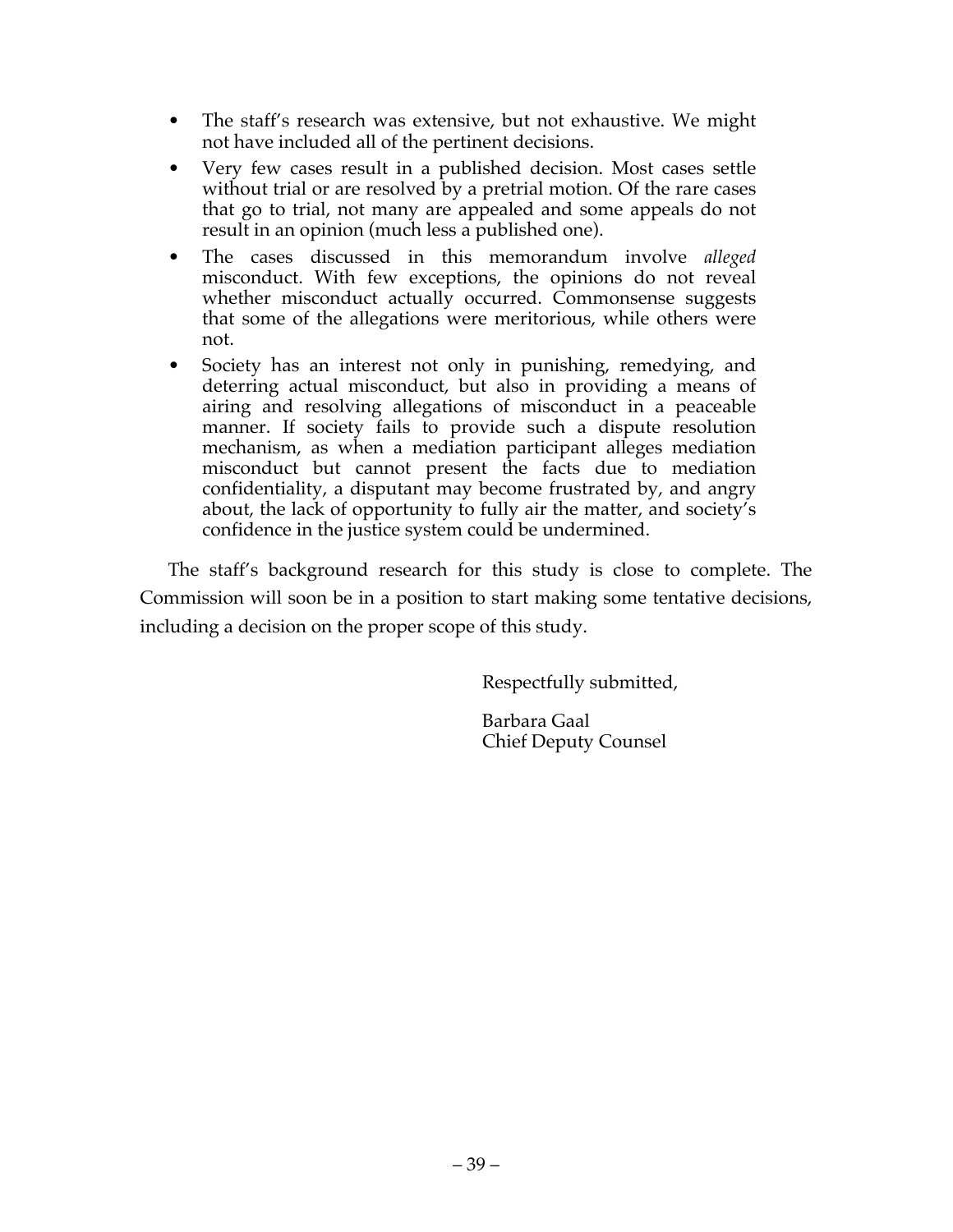- The staff's research was extensive, but not exhaustive. We might not have included all of the pertinent decisions.
- Very few cases result in a published decision. Most cases settle without trial or are resolved by a pretrial motion. Of the rare cases that go to trial, not many are appealed and some appeals do not result in an opinion (much less a published one).
- The cases discussed in this memorandum involve *alleged* misconduct. With few exceptions, the opinions do not reveal whether misconduct actually occurred. Commonsense suggests that some of the allegations were meritorious, while others were not.
- Society has an interest not only in punishing, remedying, and deterring actual misconduct, but also in providing a means of airing and resolving allegations of misconduct in a peaceable manner. If society fails to provide such a dispute resolution mechanism, as when a mediation participant alleges mediation misconduct but cannot present the facts due to mediation confidentiality, a disputant may become frustrated by, and angry about, the lack of opportunity to fully air the matter, and society's confidence in the justice system could be undermined.

The staff's background research for this study is close to complete. The Commission will soon be in a position to start making some tentative decisions, including a decision on the proper scope of this study.

Respectfully submitted,

Barbara Gaal
Chief Deputy Counsel